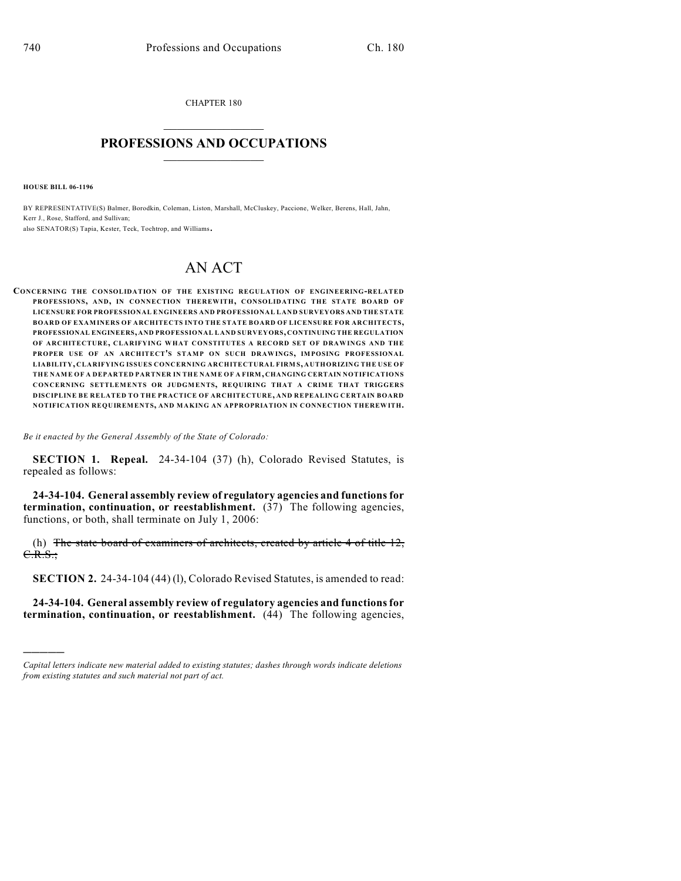CHAPTER 180

# PROFESSIONS AND OCCUPATIONS

**HOUSE BILL 06-1196**

BY REPRESENTATIVE(S) Balmer, Borodkin, Coleman, Liston, Marshall, McCluskey, Paccione, Welker, Berens, Hall, Jahn, Kerr J., Rose, Stafford, and Sullivan;
also SENATOR(S) Tapia, Kester, Teck, Tochtrop, and Williams.

# AN ACT

**CONCERNING THE CONSOLIDATION OF THE EXISTING REGULATION OF ENGINEERING-RELATED PROFESSIONS, AND, IN CONNECTION THEREWITH, CONSOLIDATING THE STATE BOARD OF LICENSURE FOR PROFESSIONAL ENGINEERS AND PROFESSIONAL LAND SURVEYORS AND THE STATE BOARD OF EXAMINERS OF ARCHITECTS INTO THE STATE BOARD OF LICENSURE FOR ARCHITECTS, PROFESSIONAL ENGINEERS, AND PROFESSIONAL LAND SURVEYORS, CONTINUING THE REGULATION OF ARCHITECTURE, CLARIFYING WHAT CONSTITUTES A RECORD SET OF DRAWINGS AND THE PROPER USE OF AN ARCHITECT'S STAMP ON SUCH DRAWINGS, IMPOSING PROFESSIONAL LIABILITY, CLARIFYING ISSUES CONCERNING ARCHITECTURAL FIRMS, AUTHORIZING THE USE OF THE NAME OF A DEPARTED PARTNER IN THE NAME OF A FIRM, CHANGING CERTAIN NOTIFICATIONS CONCERNING SETTLEMENTS OR JUDGMENTS, REQUIRING THAT A CRIME THAT TRIGGERS DISCIPLINE BE RELATED TO THE PRACTICE OF ARCHITECTURE, AND REPEALING CERTAIN BOARD NOTIFICATION REQUIREMENTS, AND MAKING AN APPROPRIATION IN CONNECTION THEREWITH.**

*Be it enacted by the General Assembly of the State of Colorado:*

**SECTION 1. Repeal.** 24-34-104 (37) (h), Colorado Revised Statutes, is repealed as follows:

**24-34-104. General assembly review of regulatory agencies and functions for termination, continuation, or reestablishment.** (37) The following agencies, functions, or both, shall terminate on July 1, 2006:

(h) ~~The state board of examiners of architects, created by article 4 of title 12, C.R.S.;~~

**SECTION 2.** 24-34-104 (44) (l), Colorado Revised Statutes, is amended to read:

**24-34-104. General assembly review of regulatory agencies and functions for termination, continuation, or reestablishment.** (44) The following agencies,

*Capital letters indicate new material added to existing statutes; dashes through words indicate deletions from existing statutes and such material not part of act.*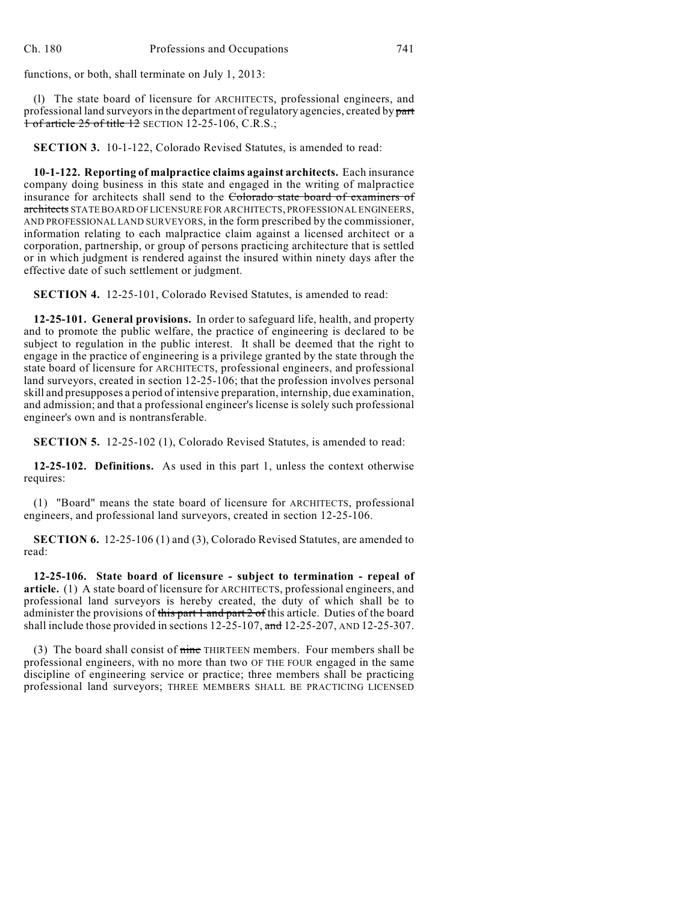functions, or both, shall terminate on July 1, 2013:

(l) The state board of licensure for ARCHITECTS, professional engineers, and professional land surveyors in the department of regulatory agencies, created by ~~part 1 of article 25 of title 12~~ SECTION 12-25-106, C.R.S.;

**SECTION 3.** 10-1-122, Colorado Revised Statutes, is amended to read:

**10-1-122. Reporting of malpractice claims against architects.** Each insurance company doing business in this state and engaged in the writing of malpractice insurance for architects shall send to the ~~Colorado state board of examiners of architects~~ STATE BOARD OF LICENSURE FOR ARCHITECTS, PROFESSIONAL ENGINEERS, AND PROFESSIONAL LAND SURVEYORS, in the form prescribed by the commissioner, information relating to each malpractice claim against a licensed architect or a corporation, partnership, or group of persons practicing architecture that is settled or in which judgment is rendered against the insured within ninety days after the effective date of such settlement or judgment.

**SECTION 4.** 12-25-101, Colorado Revised Statutes, is amended to read:

**12-25-101. General provisions.** In order to safeguard life, health, and property and to promote the public welfare, the practice of engineering is declared to be subject to regulation in the public interest. It shall be deemed that the right to engage in the practice of engineering is a privilege granted by the state through the state board of licensure for ARCHITECTS, professional engineers, and professional land surveyors, created in section 12-25-106; that the profession involves personal skill and presupposes a period of intensive preparation, internship, due examination, and admission; and that a professional engineer's license is solely such professional engineer's own and is nontransferable.

**SECTION 5.** 12-25-102 (1), Colorado Revised Statutes, is amended to read:

**12-25-102. Definitions.** As used in this part 1, unless the context otherwise requires:

(1) "Board" means the state board of licensure for ARCHITECTS, professional engineers, and professional land surveyors, created in section 12-25-106.

**SECTION 6.** 12-25-106 (1) and (3), Colorado Revised Statutes, are amended to read:

**12-25-106. State board of licensure - subject to termination - repeal of article.** (1) A state board of licensure for ARCHITECTS, professional engineers, and professional land surveyors is hereby created, the duty of which shall be to administer the provisions of ~~this part 1 and part 2 of~~ this article. Duties of the board shall include those provided in sections 12-25-107, ~~and~~ 12-25-207, AND 12-25-307.

(3) The board shall consist of ~~nine~~ THIRTEEN members. Four members shall be professional engineers, with no more than two OF THE FOUR engaged in the same discipline of engineering service or practice; three members shall be practicing professional land surveyors; THREE MEMBERS SHALL BE PRACTICING LICENSED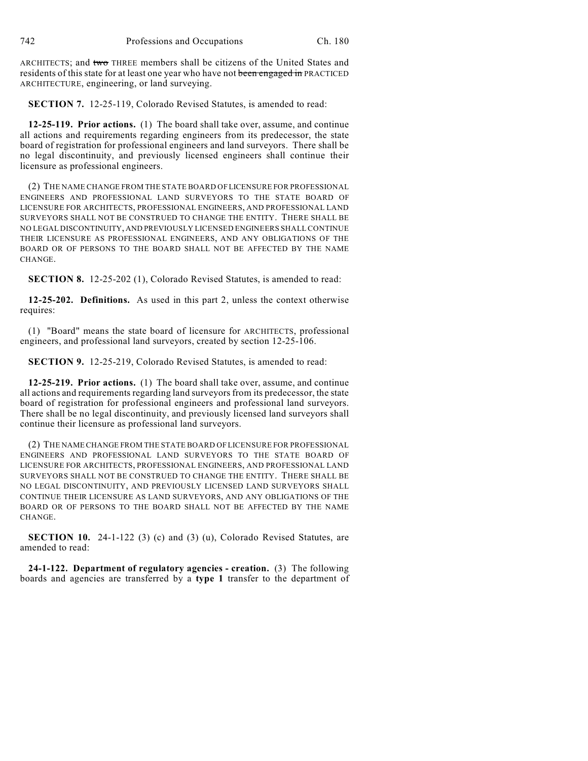ARCHITECTS; and ~~two~~ THREE members shall be citizens of the United States and residents of this state for at least one year who have not ~~been engaged in~~ PRACTICED ARCHITECTURE, engineering, or land surveying.

**SECTION 7.** 12-25-119, Colorado Revised Statutes, is amended to read:

**12-25-119. Prior actions.** (1) The board shall take over, assume, and continue all actions and requirements regarding engineers from its predecessor, the state board of registration for professional engineers and land surveyors. There shall be no legal discontinuity, and previously licensed engineers shall continue their licensure as professional engineers.

(2) THE NAME CHANGE FROM THE STATE BOARD OF LICENSURE FOR PROFESSIONAL ENGINEERS AND PROFESSIONAL LAND SURVEYORS TO THE STATE BOARD OF LICENSURE FOR ARCHITECTS, PROFESSIONAL ENGINEERS, AND PROFESSIONAL LAND SURVEYORS SHALL NOT BE CONSTRUED TO CHANGE THE ENTITY. THERE SHALL BE NO LEGAL DISCONTINUITY, AND PREVIOUSLY LICENSED ENGINEERS SHALL CONTINUE THEIR LICENSURE AS PROFESSIONAL ENGINEERS, AND ANY OBLIGATIONS OF THE BOARD OR OF PERSONS TO THE BOARD SHALL NOT BE AFFECTED BY THE NAME CHANGE.

**SECTION 8.** 12-25-202 (1), Colorado Revised Statutes, is amended to read:

**12-25-202. Definitions.** As used in this part 2, unless the context otherwise requires:

(1) "Board" means the state board of licensure for ARCHITECTS, professional engineers, and professional land surveyors, created by section 12-25-106.

**SECTION 9.** 12-25-219, Colorado Revised Statutes, is amended to read:

**12-25-219. Prior actions.** (1) The board shall take over, assume, and continue all actions and requirements regarding land surveyors from its predecessor, the state board of registration for professional engineers and professional land surveyors. There shall be no legal discontinuity, and previously licensed land surveyors shall continue their licensure as professional land surveyors.

(2) THE NAME CHANGE FROM THE STATE BOARD OF LICENSURE FOR PROFESSIONAL ENGINEERS AND PROFESSIONAL LAND SURVEYORS TO THE STATE BOARD OF LICENSURE FOR ARCHITECTS, PROFESSIONAL ENGINEERS, AND PROFESSIONAL LAND SURVEYORS SHALL NOT BE CONSTRUED TO CHANGE THE ENTITY. THERE SHALL BE NO LEGAL DISCONTINUITY, AND PREVIOUSLY LICENSED LAND SURVEYORS SHALL CONTINUE THEIR LICENSURE AS LAND SURVEYORS, AND ANY OBLIGATIONS OF THE BOARD OR OF PERSONS TO THE BOARD SHALL NOT BE AFFECTED BY THE NAME CHANGE.

**SECTION 10.** 24-1-122 (3) (c) and (3) (u), Colorado Revised Statutes, are amended to read:

**24-1-122. Department of regulatory agencies - creation.** (3) The following boards and agencies are transferred by a **type 1** transfer to the department of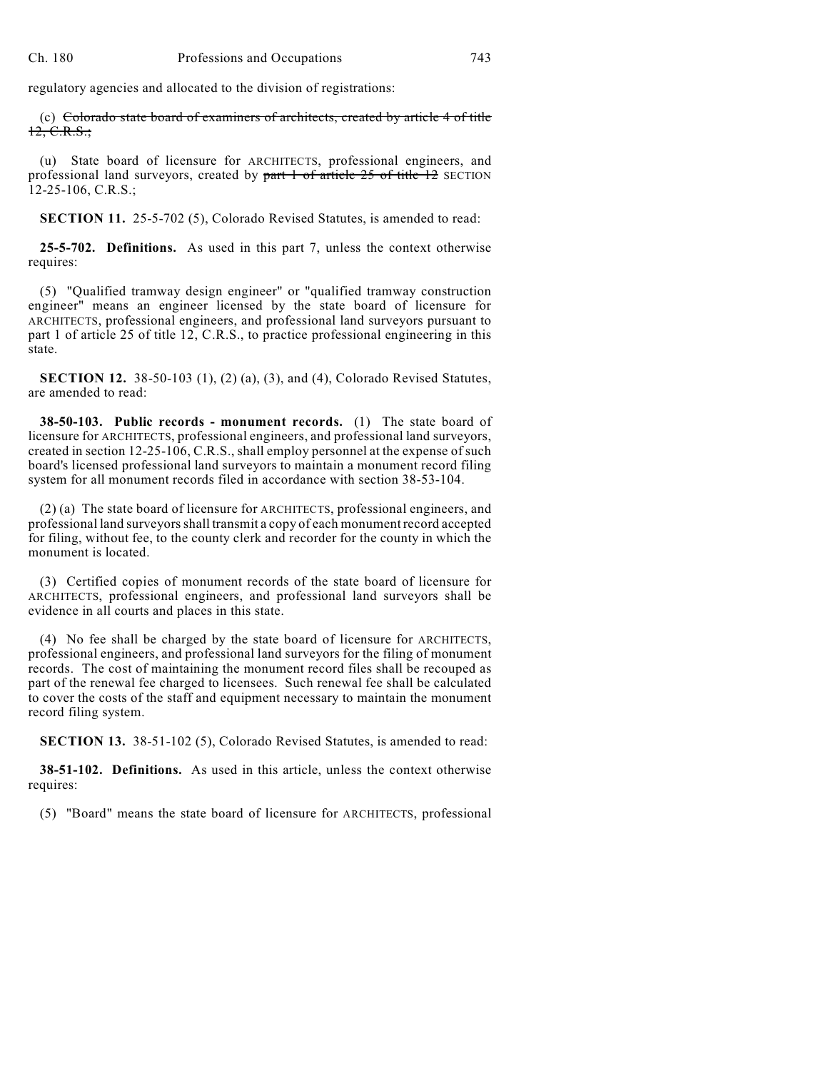regulatory agencies and allocated to the division of registrations:

(c) ~~Colorado state board of examiners of architects, created by article 4 of title 12, C.R.S.;~~

(u) State board of licensure for ARCHITECTS, professional engineers, and professional land surveyors, created by ~~part 1 of article 25 of title 12~~ SECTION 12-25-106, C.R.S.;

**SECTION 11.** 25-5-702 (5), Colorado Revised Statutes, is amended to read:

**25-5-702. Definitions.** As used in this part 7, unless the context otherwise requires:

(5) "Qualified tramway design engineer" or "qualified tramway construction engineer" means an engineer licensed by the state board of licensure for ARCHITECTS, professional engineers, and professional land surveyors pursuant to part 1 of article 25 of title 12, C.R.S., to practice professional engineering in this state.

**SECTION 12.** 38-50-103 (1), (2) (a), (3), and (4), Colorado Revised Statutes, are amended to read:

**38-50-103. Public records - monument records.** (1) The state board of licensure for ARCHITECTS, professional engineers, and professional land surveyors, created in section 12-25-106, C.R.S., shall employ personnel at the expense of such board's licensed professional land surveyors to maintain a monument record filing system for all monument records filed in accordance with section 38-53-104.

(2) (a) The state board of licensure for ARCHITECTS, professional engineers, and professional land surveyors shall transmit a copy of each monument record accepted for filing, without fee, to the county clerk and recorder for the county in which the monument is located.

(3) Certified copies of monument records of the state board of licensure for ARCHITECTS, professional engineers, and professional land surveyors shall be evidence in all courts and places in this state.

(4) No fee shall be charged by the state board of licensure for ARCHITECTS, professional engineers, and professional land surveyors for the filing of monument records. The cost of maintaining the monument record files shall be recouped as part of the renewal fee charged to licensees. Such renewal fee shall be calculated to cover the costs of the staff and equipment necessary to maintain the monument record filing system.

**SECTION 13.** 38-51-102 (5), Colorado Revised Statutes, is amended to read:

**38-51-102. Definitions.** As used in this article, unless the context otherwise requires:

(5) "Board" means the state board of licensure for ARCHITECTS, professional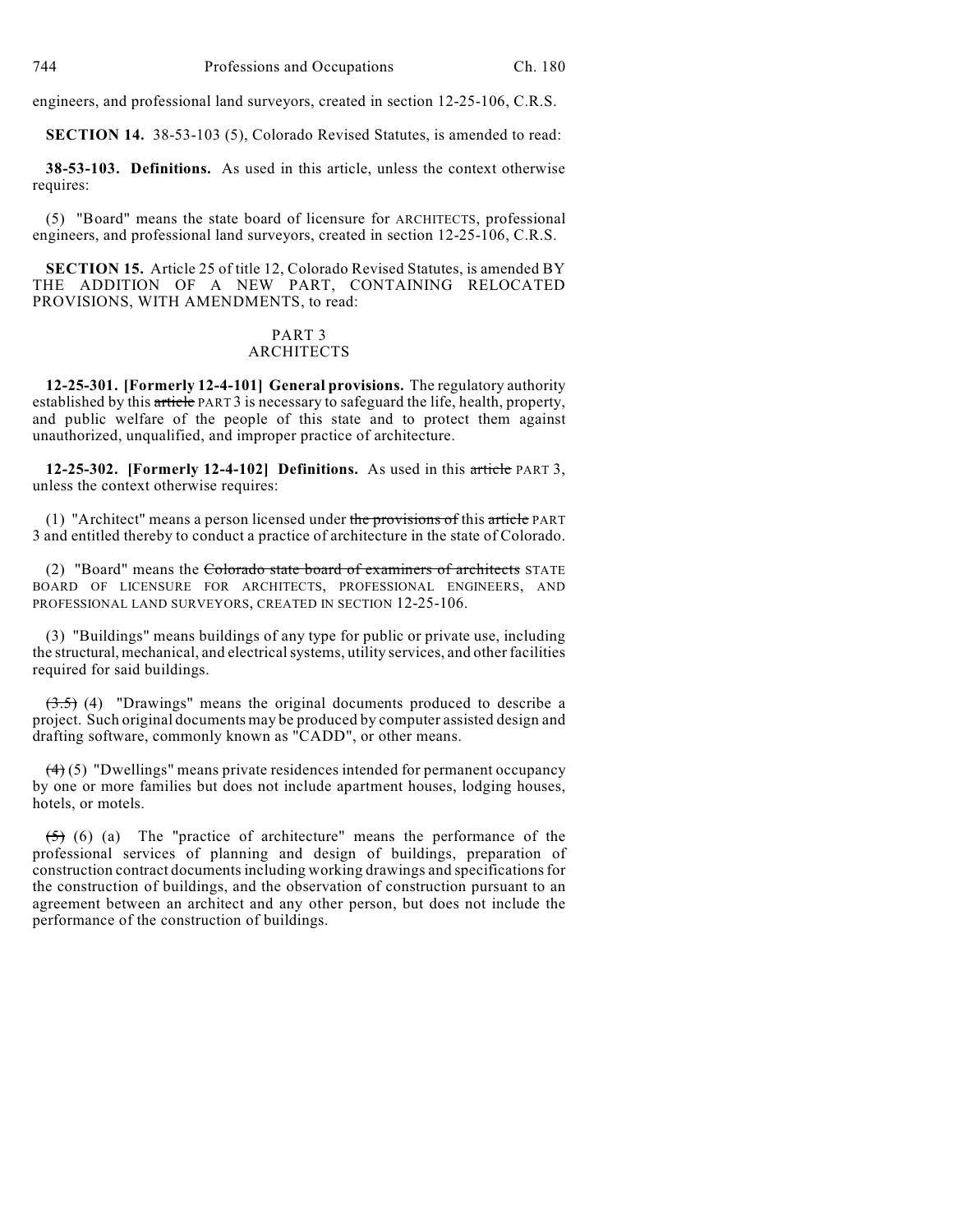engineers, and professional land surveyors, created in section 12-25-106, C.R.S.

**SECTION 14.** 38-53-103 (5), Colorado Revised Statutes, is amended to read:

**38-53-103. Definitions.** As used in this article, unless the context otherwise requires:

(5) "Board" means the state board of licensure for ARCHITECTS, professional engineers, and professional land surveyors, created in section 12-25-106, C.R.S.

**SECTION 15.** Article 25 of title 12, Colorado Revised Statutes, is amended BY THE ADDITION OF A NEW PART, CONTAINING RELOCATED PROVISIONS, WITH AMENDMENTS, to read:

PART 3
ARCHITECTS

**12-25-301. [Formerly 12-4-101] General provisions.** The regulatory authority established by this ~~article~~ PART 3 is necessary to safeguard the life, health, property, and public welfare of the people of this state and to protect them against unauthorized, unqualified, and improper practice of architecture.

**12-25-302. [Formerly 12-4-102] Definitions.** As used in this ~~article~~ PART 3, unless the context otherwise requires:

(1) "Architect" means a person licensed under ~~the provisions of~~ this ~~article~~ PART 3 and entitled thereby to conduct a practice of architecture in the state of Colorado.

(2) "Board" means the ~~Colorado state board of examiners of architects~~ STATE BOARD OF LICENSURE FOR ARCHITECTS, PROFESSIONAL ENGINEERS, AND PROFESSIONAL LAND SURVEYORS, CREATED IN SECTION 12-25-106.

(3) "Buildings" means buildings of any type for public or private use, including the structural, mechanical, and electrical systems, utility services, and other facilities required for said buildings.

~~(3.5)~~ (4) "Drawings" means the original documents produced to describe a project. Such original documents may be produced by computer assisted design and drafting software, commonly known as "CADD", or other means.

~~(4)~~ (5) "Dwellings" means private residences intended for permanent occupancy by one or more families but does not include apartment houses, lodging houses, hotels, or motels.

~~(5)~~ (6) (a) The "practice of architecture" means the performance of the professional services of planning and design of buildings, preparation of construction contract documents including working drawings and specifications for the construction of buildings, and the observation of construction pursuant to an agreement between an architect and any other person, but does not include the performance of the construction of buildings.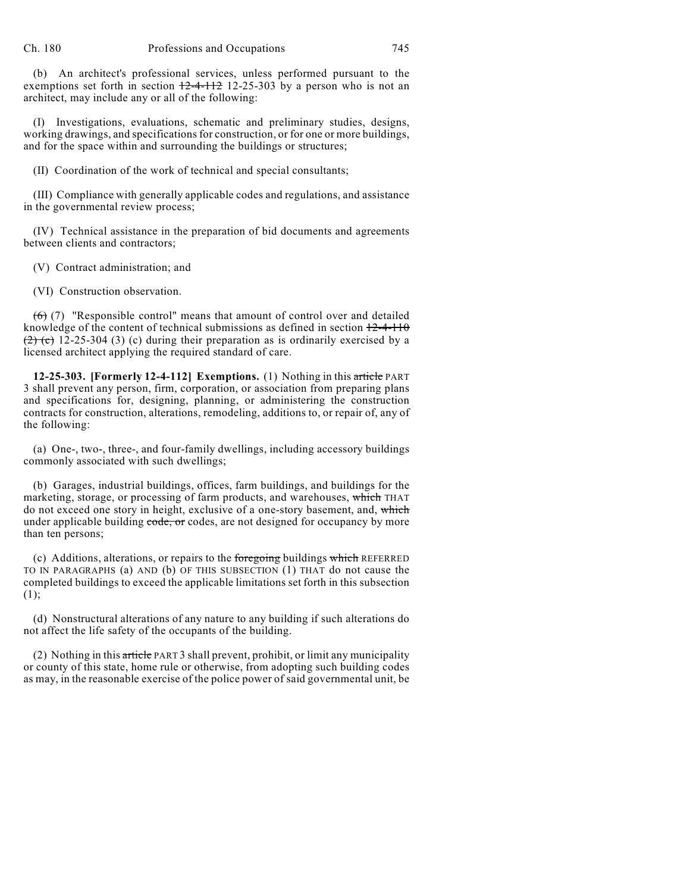(b) An architect's professional services, unless performed pursuant to the exemptions set forth in section ~~12-4-112~~ 12-25-303 by a person who is not an architect, may include any or all of the following:

(I) Investigations, evaluations, schematic and preliminary studies, designs, working drawings, and specifications for construction, or for one or more buildings, and for the space within and surrounding the buildings or structures;

(II) Coordination of the work of technical and special consultants;

(III) Compliance with generally applicable codes and regulations, and assistance in the governmental review process;

(IV) Technical assistance in the preparation of bid documents and agreements between clients and contractors;

(V) Contract administration; and

(VI) Construction observation.

~~(6)~~ (7) "Responsible control" means that amount of control over and detailed knowledge of the content of technical submissions as defined in section ~~12-4-110 (2) (c)~~ 12-25-304 (3) (c) during their preparation as is ordinarily exercised by a licensed architect applying the required standard of care.

**12-25-303. [Formerly 12-4-112] Exemptions.** (1) Nothing in this ~~article~~ PART 3 shall prevent any person, firm, corporation, or association from preparing plans and specifications for, designing, planning, or administering the construction contracts for construction, alterations, remodeling, additions to, or repair of, any of the following:

(a) One-, two-, three-, and four-family dwellings, including accessory buildings commonly associated with such dwellings;

(b) Garages, industrial buildings, offices, farm buildings, and buildings for the marketing, storage, or processing of farm products, and warehouses, ~~which~~ THAT do not exceed one story in height, exclusive of a one-story basement, and, ~~which~~ under applicable building ~~code, or~~ codes, are not designed for occupancy by more than ten persons;

(c) Additions, alterations, or repairs to the ~~foregoing~~ buildings ~~which~~ REFERRED TO IN PARAGRAPHS (a) AND (b) OF THIS SUBSECTION (1) THAT do not cause the completed buildings to exceed the applicable limitations set forth in this subsection (1);

(d) Nonstructural alterations of any nature to any building if such alterations do not affect the life safety of the occupants of the building.

(2) Nothing in this ~~article~~ PART 3 shall prevent, prohibit, or limit any municipality or county of this state, home rule or otherwise, from adopting such building codes as may, in the reasonable exercise of the police power of said governmental unit, be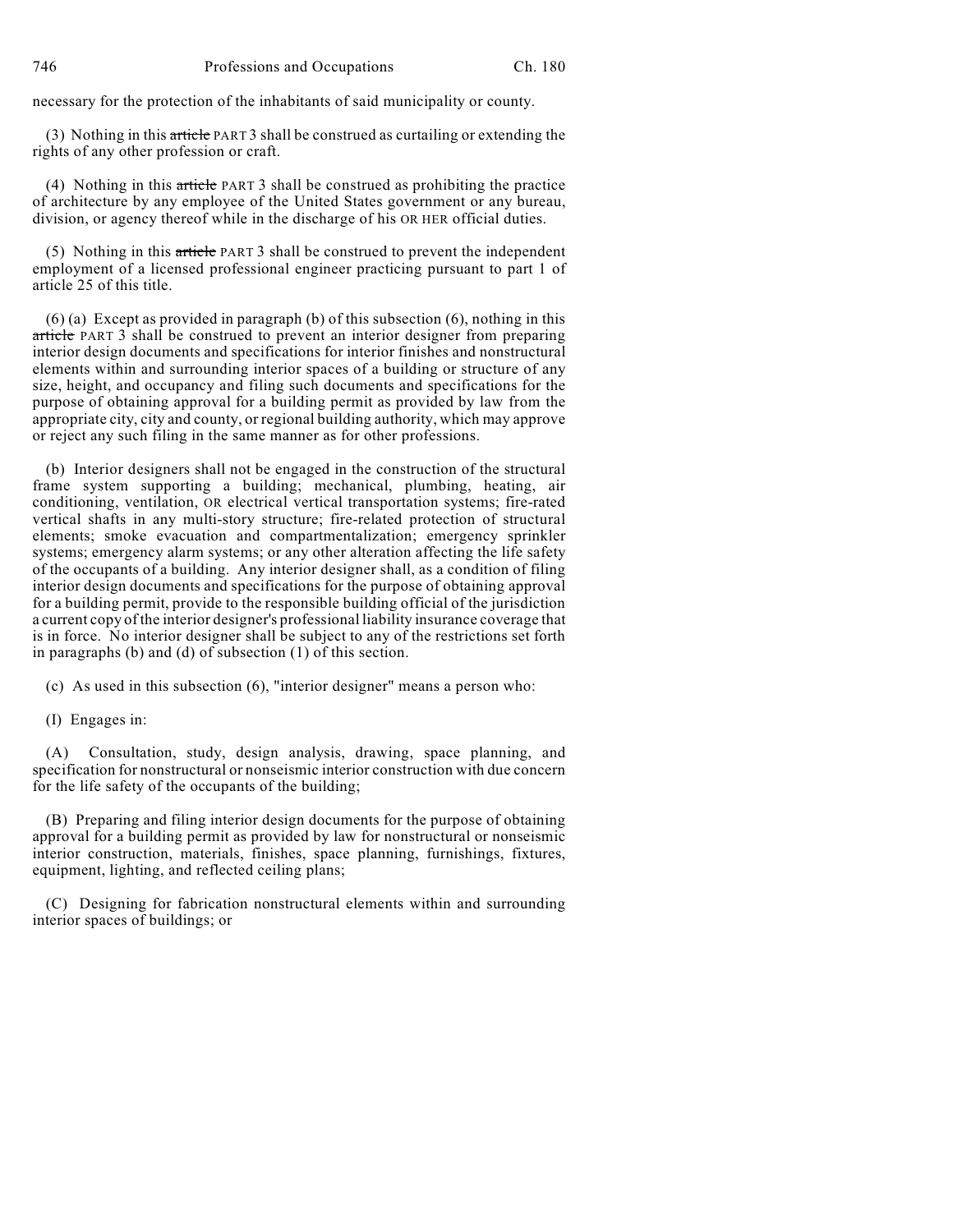necessary for the protection of the inhabitants of said municipality or county.

(3) Nothing in this ~~article~~ PART 3 shall be construed as curtailing or extending the rights of any other profession or craft.

(4) Nothing in this ~~article~~ PART 3 shall be construed as prohibiting the practice of architecture by any employee of the United States government or any bureau, division, or agency thereof while in the discharge of his OR HER official duties.

(5) Nothing in this ~~article~~ PART 3 shall be construed to prevent the independent employment of a licensed professional engineer practicing pursuant to part 1 of article 25 of this title.

(6) (a) Except as provided in paragraph (b) of this subsection (6), nothing in this ~~article~~ PART 3 shall be construed to prevent an interior designer from preparing interior design documents and specifications for interior finishes and nonstructural elements within and surrounding interior spaces of a building or structure of any size, height, and occupancy and filing such documents and specifications for the purpose of obtaining approval for a building permit as provided by law from the appropriate city, city and county, or regional building authority, which may approve or reject any such filing in the same manner as for other professions.

(b) Interior designers shall not be engaged in the construction of the structural frame system supporting a building; mechanical, plumbing, heating, air conditioning, ventilation, OR electrical vertical transportation systems; fire-rated vertical shafts in any multi-story structure; fire-related protection of structural elements; smoke evacuation and compartmentalization; emergency sprinkler systems; emergency alarm systems; or any other alteration affecting the life safety of the occupants of a building. Any interior designer shall, as a condition of filing interior design documents and specifications for the purpose of obtaining approval for a building permit, provide to the responsible building official of the jurisdiction a current copy of the interior designer's professional liability insurance coverage that is in force. No interior designer shall be subject to any of the restrictions set forth in paragraphs (b) and (d) of subsection (1) of this section.

(c) As used in this subsection (6), "interior designer" means a person who:

(I) Engages in:

(A) Consultation, study, design analysis, drawing, space planning, and specification for nonstructural or nonseismic interior construction with due concern for the life safety of the occupants of the building;

(B) Preparing and filing interior design documents for the purpose of obtaining approval for a building permit as provided by law for nonstructural or nonseismic interior construction, materials, finishes, space planning, furnishings, fixtures, equipment, lighting, and reflected ceiling plans;

(C) Designing for fabrication nonstructural elements within and surrounding interior spaces of buildings; or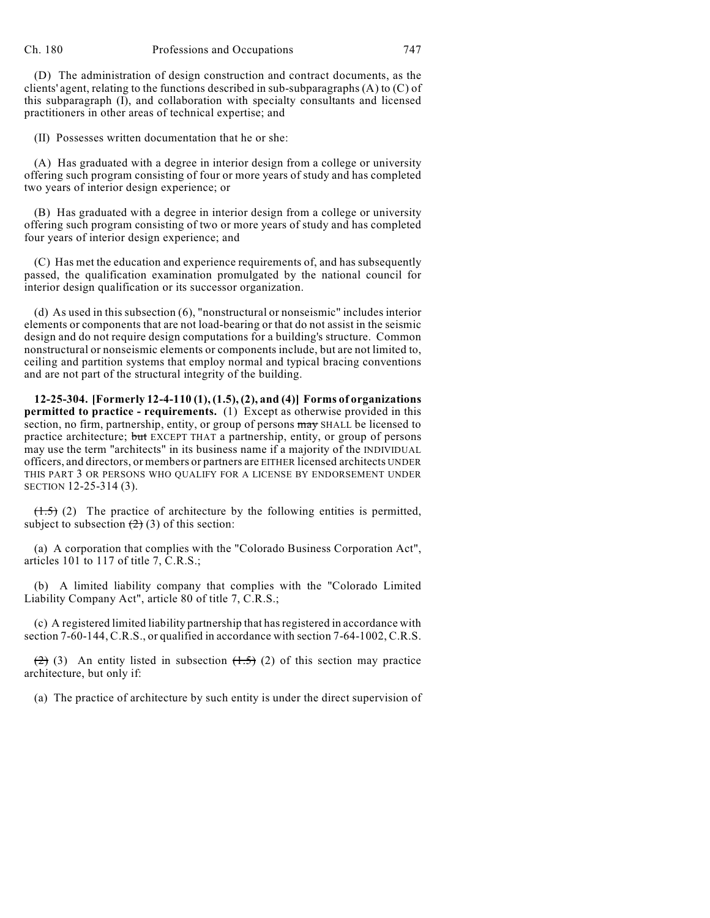(D) The administration of design construction and contract documents, as the clients' agent, relating to the functions described in sub-subparagraphs (A) to (C) of this subparagraph (I), and collaboration with specialty consultants and licensed practitioners in other areas of technical expertise; and

(II) Possesses written documentation that he or she:

(A) Has graduated with a degree in interior design from a college or university offering such program consisting of four or more years of study and has completed two years of interior design experience; or

(B) Has graduated with a degree in interior design from a college or university offering such program consisting of two or more years of study and has completed four years of interior design experience; and

(C) Has met the education and experience requirements of, and has subsequently passed, the qualification examination promulgated by the national council for interior design qualification or its successor organization.

(d) As used in this subsection (6), "nonstructural or nonseismic" includes interior elements or components that are not load-bearing or that do not assist in the seismic design and do not require design computations for a building's structure. Common nonstructural or nonseismic elements or components include, but are not limited to, ceiling and partition systems that employ normal and typical bracing conventions and are not part of the structural integrity of the building.

**12-25-304. [Formerly 12-4-110 (1), (1.5), (2), and (4)] Forms of organizations permitted to practice - requirements.** (1) Except as otherwise provided in this section, no firm, partnership, entity, or group of persons ~~may~~ SHALL be licensed to practice architecture; ~~but~~ EXCEPT THAT a partnership, entity, or group of persons may use the term "architects" in its business name if a majority of the INDIVIDUAL officers, and directors, or members or partners are EITHER licensed architects UNDER THIS PART 3 OR PERSONS WHO QUALIFY FOR A LICENSE BY ENDORSEMENT UNDER SECTION 12-25-314 (3).

~~(1.5)~~ (2) The practice of architecture by the following entities is permitted, subject to subsection ~~(2)~~ (3) of this section:

(a) A corporation that complies with the "Colorado Business Corporation Act", articles 101 to 117 of title 7, C.R.S.;

(b) A limited liability company that complies with the "Colorado Limited Liability Company Act", article 80 of title 7, C.R.S.;

(c) A registered limited liability partnership that has registered in accordance with section 7-60-144, C.R.S., or qualified in accordance with section 7-64-1002, C.R.S.

~~(2)~~ (3) An entity listed in subsection ~~(1.5)~~ (2) of this section may practice architecture, but only if:

(a) The practice of architecture by such entity is under the direct supervision of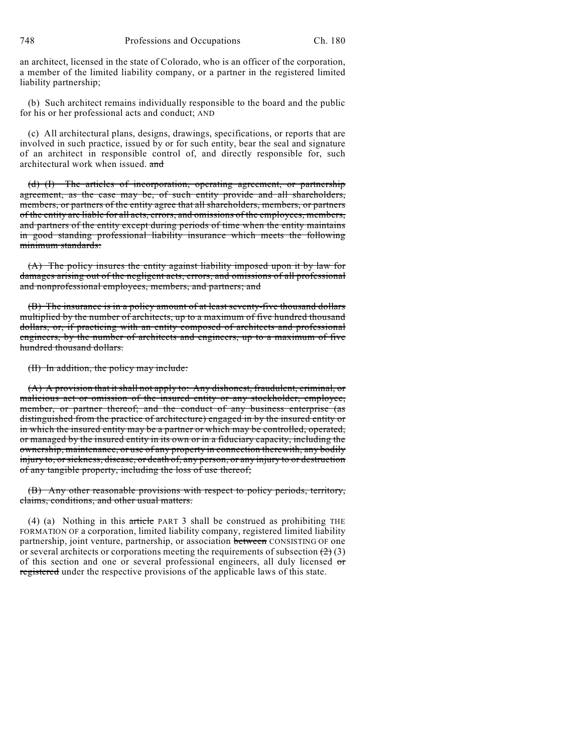an architect, licensed in the state of Colorado, who is an officer of the corporation, a member of the limited liability company, or a partner in the registered limited liability partnership;

(b) Such architect remains individually responsible to the board and the public for his or her professional acts and conduct; AND

(c) All architectural plans, designs, drawings, specifications, or reports that are involved in such practice, issued by or for such entity, bear the seal and signature of an architect in responsible control of, and directly responsible for, such architectural work when issued. ~~and~~

~~(d) (I) The articles of incorporation, operating agreement, or partnership agreement, as the case may be, of such entity provide and all shareholders, members, or partners of the entity agree that all shareholders, members, or partners of the entity are liable for all acts, errors, and omissions of the employees, members, and partners of the entity except during periods of time when the entity maintains in good standing professional liability insurance which meets the following minimum standards:~~

~~(A) The policy insures the entity against liability imposed upon it by law for damages arising out of the negligent acts, errors, and omissions of all professional and nonprofessional employees, members, and partners; and~~

~~(B) The insurance is in a policy amount of at least seventy-five thousand dollars multiplied by the number of architects, up to a maximum of five hundred thousand dollars, or, if practicing with an entity composed of architects and professional engineers, by the number of architects and engineers, up to a maximum of five hundred thousand dollars.~~

~~(II) In addition, the policy may include:~~

~~(A) A provision that it shall not apply to: Any dishonest, fraudulent, criminal, or malicious act or omission of the insured entity or any stockholder, employee, member, or partner thereof; and the conduct of any business enterprise (as distinguished from the practice of architecture) engaged in by the insured entity or in which the insured entity may be a partner or which may be controlled, operated, or managed by the insured entity in its own or in a fiduciary capacity, including the ownership, maintenance, or use of any property in connection therewith, any bodily injury to, or sickness, disease, or death of, any person, or any injury to or destruction of any tangible property, including the loss of use thereof;~~

~~(B) Any other reasonable provisions with respect to policy periods, territory, claims, conditions, and other usual matters.~~

(4) (a) Nothing in this ~~article~~ PART 3 shall be construed as prohibiting THE FORMATION OF a corporation, limited liability company, registered limited liability partnership, joint venture, partnership, or association ~~between~~ CONSISTING OF one or several architects or corporations meeting the requirements of subsection ~~(2)~~ (3) of this section and one or several professional engineers, all duly licensed ~~or registered~~ under the respective provisions of the applicable laws of this state.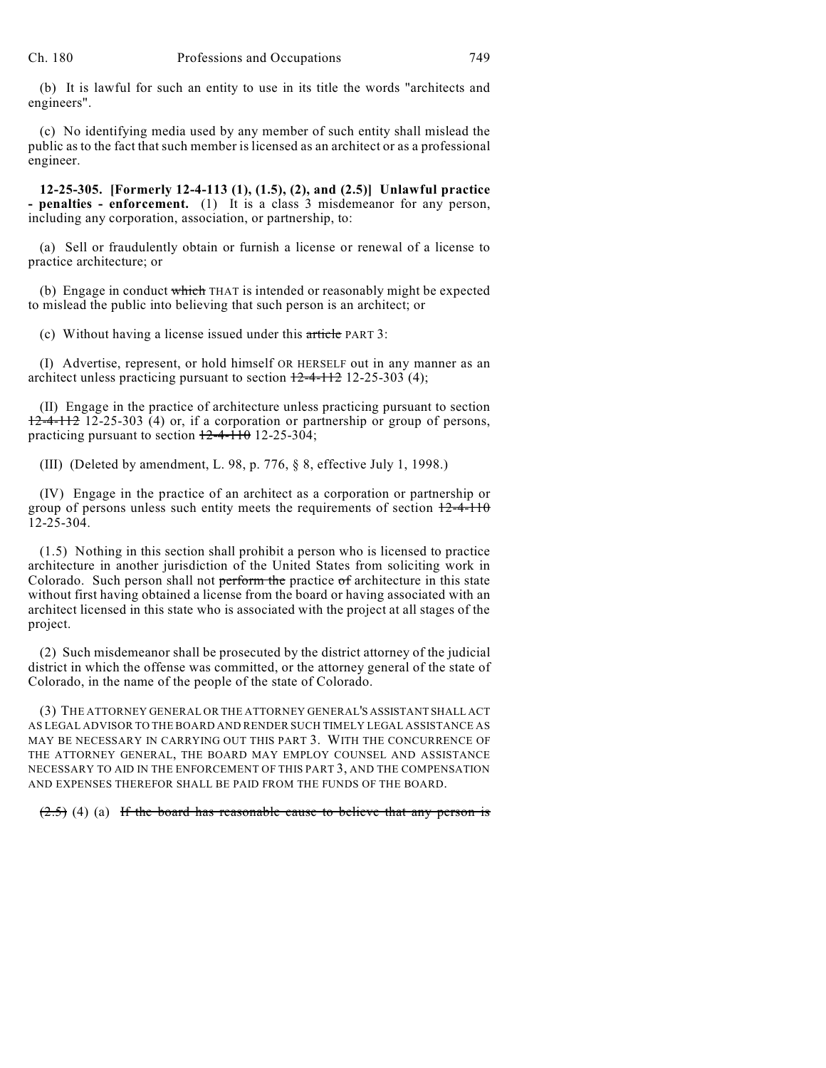(b) It is lawful for such an entity to use in its title the words "architects and engineers".

(c) No identifying media used by any member of such entity shall mislead the public as to the fact that such member is licensed as an architect or as a professional engineer.

**12-25-305. [Formerly 12-4-113 (1), (1.5), (2), and (2.5)] Unlawful practice - penalties - enforcement.** (1) It is a class 3 misdemeanor for any person, including any corporation, association, or partnership, to:

(a) Sell or fraudulently obtain or furnish a license or renewal of a license to practice architecture; or

(b) Engage in conduct ~~which~~ THAT is intended or reasonably might be expected to mislead the public into believing that such person is an architect; or

(c) Without having a license issued under this ~~article~~ PART 3:

(I) Advertise, represent, or hold himself OR HERSELF out in any manner as an architect unless practicing pursuant to section ~~12-4-112~~ 12-25-303 (4);

(II) Engage in the practice of architecture unless practicing pursuant to section ~~12-4-112~~ 12-25-303 (4) or, if a corporation or partnership or group of persons, practicing pursuant to section ~~12-4-110~~ 12-25-304;

(III) (Deleted by amendment, L. 98, p. 776, § 8, effective July 1, 1998.)

(IV) Engage in the practice of an architect as a corporation or partnership or group of persons unless such entity meets the requirements of section ~~12-4-110~~ 12-25-304.

(1.5) Nothing in this section shall prohibit a person who is licensed to practice architecture in another jurisdiction of the United States from soliciting work in Colorado. Such person shall not ~~perform the~~ practice ~~of~~ architecture in this state without first having obtained a license from the board or having associated with an architect licensed in this state who is associated with the project at all stages of the project.

(2) Such misdemeanor shall be prosecuted by the district attorney of the judicial district in which the offense was committed, or the attorney general of the state of Colorado, in the name of the people of the state of Colorado.

(3) THE ATTORNEY GENERAL OR THE ATTORNEY GENERAL'S ASSISTANT SHALL ACT AS LEGAL ADVISOR TO THE BOARD AND RENDER SUCH TIMELY LEGAL ASSISTANCE AS MAY BE NECESSARY IN CARRYING OUT THIS PART 3. WITH THE CONCURRENCE OF THE ATTORNEY GENERAL, THE BOARD MAY EMPLOY COUNSEL AND ASSISTANCE NECESSARY TO AID IN THE ENFORCEMENT OF THIS PART 3, AND THE COMPENSATION AND EXPENSES THEREFOR SHALL BE PAID FROM THE FUNDS OF THE BOARD.

~~(2.5)~~ (4) (a) ~~If the board has reasonable cause to believe that any person is~~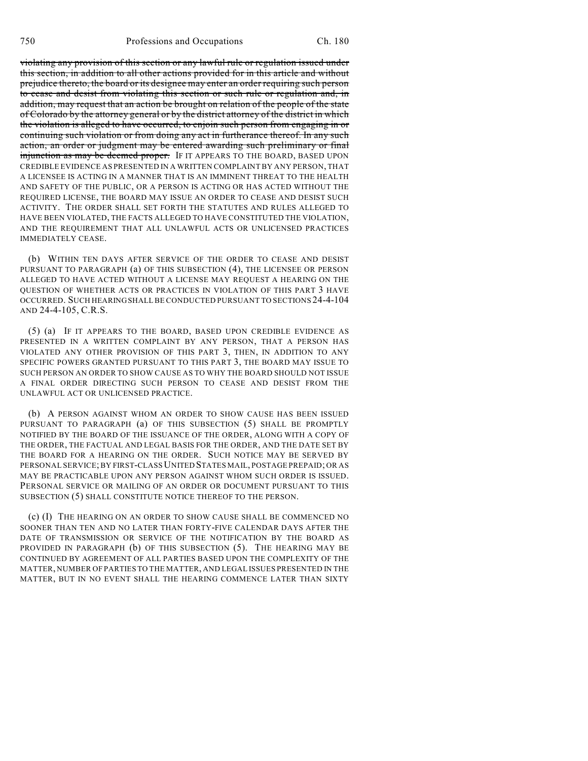~~violating any provision of this section or any lawful rule or regulation issued under this section, in addition to all other actions provided for in this article and without prejudice thereto, the board or its designee may enter an order requiring such person to cease and desist from violating this section or such rule or regulation and, in addition, may request that an action be brought on relation of the people of the state of Colorado by the attorney general or by the district attorney of the district in which the violation is alleged to have occurred, to enjoin such person from engaging in or continuing such violation or from doing any act in furtherance thereof. In any such action, an order or judgment may be entered awarding such preliminary or final injunction as may be deemed proper.~~ IF IT APPEARS TO THE BOARD, BASED UPON CREDIBLE EVIDENCE AS PRESENTED IN A WRITTEN COMPLAINT BY ANY PERSON, THAT A LICENSEE IS ACTING IN A MANNER THAT IS AN IMMINENT THREAT TO THE HEALTH AND SAFETY OF THE PUBLIC, OR A PERSON IS ACTING OR HAS ACTED WITHOUT THE REQUIRED LICENSE, THE BOARD MAY ISSUE AN ORDER TO CEASE AND DESIST SUCH ACTIVITY. THE ORDER SHALL SET FORTH THE STATUTES AND RULES ALLEGED TO HAVE BEEN VIOLATED, THE FACTS ALLEGED TO HAVE CONSTITUTED THE VIOLATION, AND THE REQUIREMENT THAT ALL UNLAWFUL ACTS OR UNLICENSED PRACTICES IMMEDIATELY CEASE.

(b) WITHIN TEN DAYS AFTER SERVICE OF THE ORDER TO CEASE AND DESIST PURSUANT TO PARAGRAPH (a) OF THIS SUBSECTION (4), THE LICENSEE OR PERSON ALLEGED TO HAVE ACTED WITHOUT A LICENSE MAY REQUEST A HEARING ON THE QUESTION OF WHETHER ACTS OR PRACTICES IN VIOLATION OF THIS PART 3 HAVE OCCURRED. SUCH HEARING SHALL BE CONDUCTED PURSUANT TO SECTIONS 24-4-104 AND 24-4-105, C.R.S.

(5) (a) IF IT APPEARS TO THE BOARD, BASED UPON CREDIBLE EVIDENCE AS PRESENTED IN A WRITTEN COMPLAINT BY ANY PERSON, THAT A PERSON HAS VIOLATED ANY OTHER PROVISION OF THIS PART 3, THEN, IN ADDITION TO ANY SPECIFIC POWERS GRANTED PURSUANT TO THIS PART 3, THE BOARD MAY ISSUE TO SUCH PERSON AN ORDER TO SHOW CAUSE AS TO WHY THE BOARD SHOULD NOT ISSUE A FINAL ORDER DIRECTING SUCH PERSON TO CEASE AND DESIST FROM THE UNLAWFUL ACT OR UNLICENSED PRACTICE.

(b) A PERSON AGAINST WHOM AN ORDER TO SHOW CAUSE HAS BEEN ISSUED PURSUANT TO PARAGRAPH (a) OF THIS SUBSECTION (5) SHALL BE PROMPTLY NOTIFIED BY THE BOARD OF THE ISSUANCE OF THE ORDER, ALONG WITH A COPY OF THE ORDER, THE FACTUAL AND LEGAL BASIS FOR THE ORDER, AND THE DATE SET BY THE BOARD FOR A HEARING ON THE ORDER. SUCH NOTICE MAY BE SERVED BY PERSONAL SERVICE; BY FIRST-CLASS UNITED STATES MAIL, POSTAGE PREPAID; OR AS MAY BE PRACTICABLE UPON ANY PERSON AGAINST WHOM SUCH ORDER IS ISSUED. PERSONAL SERVICE OR MAILING OF AN ORDER OR DOCUMENT PURSUANT TO THIS SUBSECTION (5) SHALL CONSTITUTE NOTICE THEREOF TO THE PERSON.

(c) (I) THE HEARING ON AN ORDER TO SHOW CAUSE SHALL BE COMMENCED NO SOONER THAN TEN AND NO LATER THAN FORTY-FIVE CALENDAR DAYS AFTER THE DATE OF TRANSMISSION OR SERVICE OF THE NOTIFICATION BY THE BOARD AS PROVIDED IN PARAGRAPH (b) OF THIS SUBSECTION (5). THE HEARING MAY BE CONTINUED BY AGREEMENT OF ALL PARTIES BASED UPON THE COMPLEXITY OF THE MATTER, NUMBER OF PARTIES TO THE MATTER, AND LEGAL ISSUES PRESENTED IN THE MATTER, BUT IN NO EVENT SHALL THE HEARING COMMENCE LATER THAN SIXTY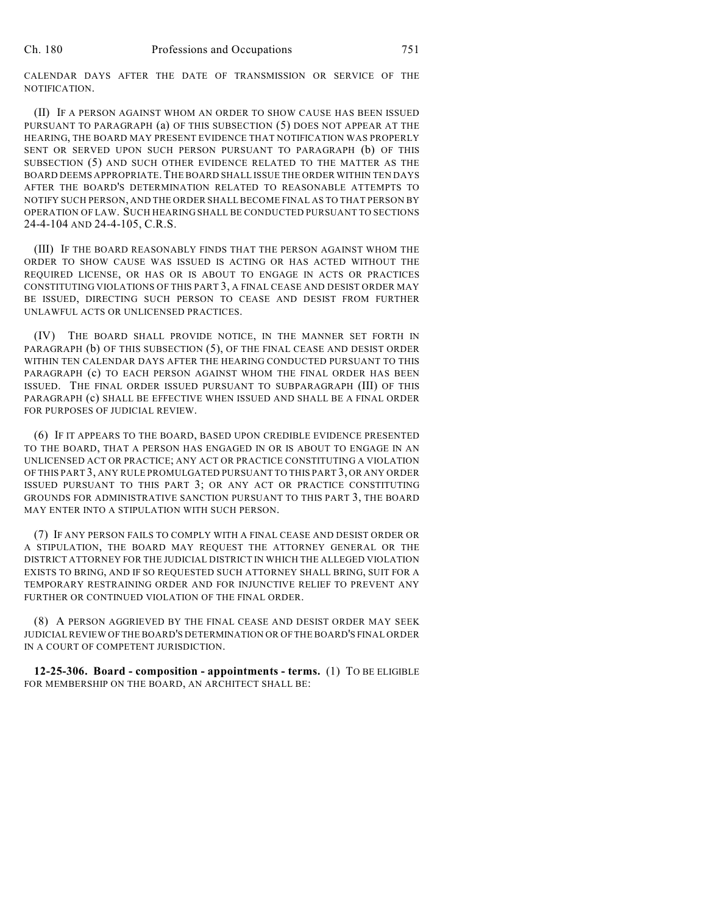CALENDAR DAYS AFTER THE DATE OF TRANSMISSION OR SERVICE OF THE NOTIFICATION.

(II) IF A PERSON AGAINST WHOM AN ORDER TO SHOW CAUSE HAS BEEN ISSUED PURSUANT TO PARAGRAPH (a) OF THIS SUBSECTION (5) DOES NOT APPEAR AT THE HEARING, THE BOARD MAY PRESENT EVIDENCE THAT NOTIFICATION WAS PROPERLY SENT OR SERVED UPON SUCH PERSON PURSUANT TO PARAGRAPH (b) OF THIS SUBSECTION (5) AND SUCH OTHER EVIDENCE RELATED TO THE MATTER AS THE BOARD DEEMS APPROPRIATE. THE BOARD SHALL ISSUE THE ORDER WITHIN TEN DAYS AFTER THE BOARD'S DETERMINATION RELATED TO REASONABLE ATTEMPTS TO NOTIFY SUCH PERSON, AND THE ORDER SHALL BECOME FINAL AS TO THAT PERSON BY OPERATION OF LAW. SUCH HEARING SHALL BE CONDUCTED PURSUANT TO SECTIONS 24-4-104 AND 24-4-105, C.R.S.

(III) IF THE BOARD REASONABLY FINDS THAT THE PERSON AGAINST WHOM THE ORDER TO SHOW CAUSE WAS ISSUED IS ACTING OR HAS ACTED WITHOUT THE REQUIRED LICENSE, OR HAS OR IS ABOUT TO ENGAGE IN ACTS OR PRACTICES CONSTITUTING VIOLATIONS OF THIS PART 3, A FINAL CEASE AND DESIST ORDER MAY BE ISSUED, DIRECTING SUCH PERSON TO CEASE AND DESIST FROM FURTHER UNLAWFUL ACTS OR UNLICENSED PRACTICES.

(IV) THE BOARD SHALL PROVIDE NOTICE, IN THE MANNER SET FORTH IN PARAGRAPH (b) OF THIS SUBSECTION (5), OF THE FINAL CEASE AND DESIST ORDER WITHIN TEN CALENDAR DAYS AFTER THE HEARING CONDUCTED PURSUANT TO THIS PARAGRAPH (c) TO EACH PERSON AGAINST WHOM THE FINAL ORDER HAS BEEN ISSUED. THE FINAL ORDER ISSUED PURSUANT TO SUBPARAGRAPH (III) OF THIS PARAGRAPH (c) SHALL BE EFFECTIVE WHEN ISSUED AND SHALL BE A FINAL ORDER FOR PURPOSES OF JUDICIAL REVIEW.

(6) IF IT APPEARS TO THE BOARD, BASED UPON CREDIBLE EVIDENCE PRESENTED TO THE BOARD, THAT A PERSON HAS ENGAGED IN OR IS ABOUT TO ENGAGE IN AN UNLICENSED ACT OR PRACTICE; ANY ACT OR PRACTICE CONSTITUTING A VIOLATION OF THIS PART 3, ANY RULE PROMULGATED PURSUANT TO THIS PART 3, OR ANY ORDER ISSUED PURSUANT TO THIS PART 3; OR ANY ACT OR PRACTICE CONSTITUTING GROUNDS FOR ADMINISTRATIVE SANCTION PURSUANT TO THIS PART 3, THE BOARD MAY ENTER INTO A STIPULATION WITH SUCH PERSON.

(7) IF ANY PERSON FAILS TO COMPLY WITH A FINAL CEASE AND DESIST ORDER OR A STIPULATION, THE BOARD MAY REQUEST THE ATTORNEY GENERAL OR THE DISTRICT ATTORNEY FOR THE JUDICIAL DISTRICT IN WHICH THE ALLEGED VIOLATION EXISTS TO BRING, AND IF SO REQUESTED SUCH ATTORNEY SHALL BRING, SUIT FOR A TEMPORARY RESTRAINING ORDER AND FOR INJUNCTIVE RELIEF TO PREVENT ANY FURTHER OR CONTINUED VIOLATION OF THE FINAL ORDER.

(8) A PERSON AGGRIEVED BY THE FINAL CEASE AND DESIST ORDER MAY SEEK JUDICIAL REVIEW OF THE BOARD'S DETERMINATION OR OF THE BOARD'S FINAL ORDER IN A COURT OF COMPETENT JURISDICTION.

**12-25-306. Board - composition - appointments - terms.** (1) TO BE ELIGIBLE FOR MEMBERSHIP ON THE BOARD, AN ARCHITECT SHALL BE: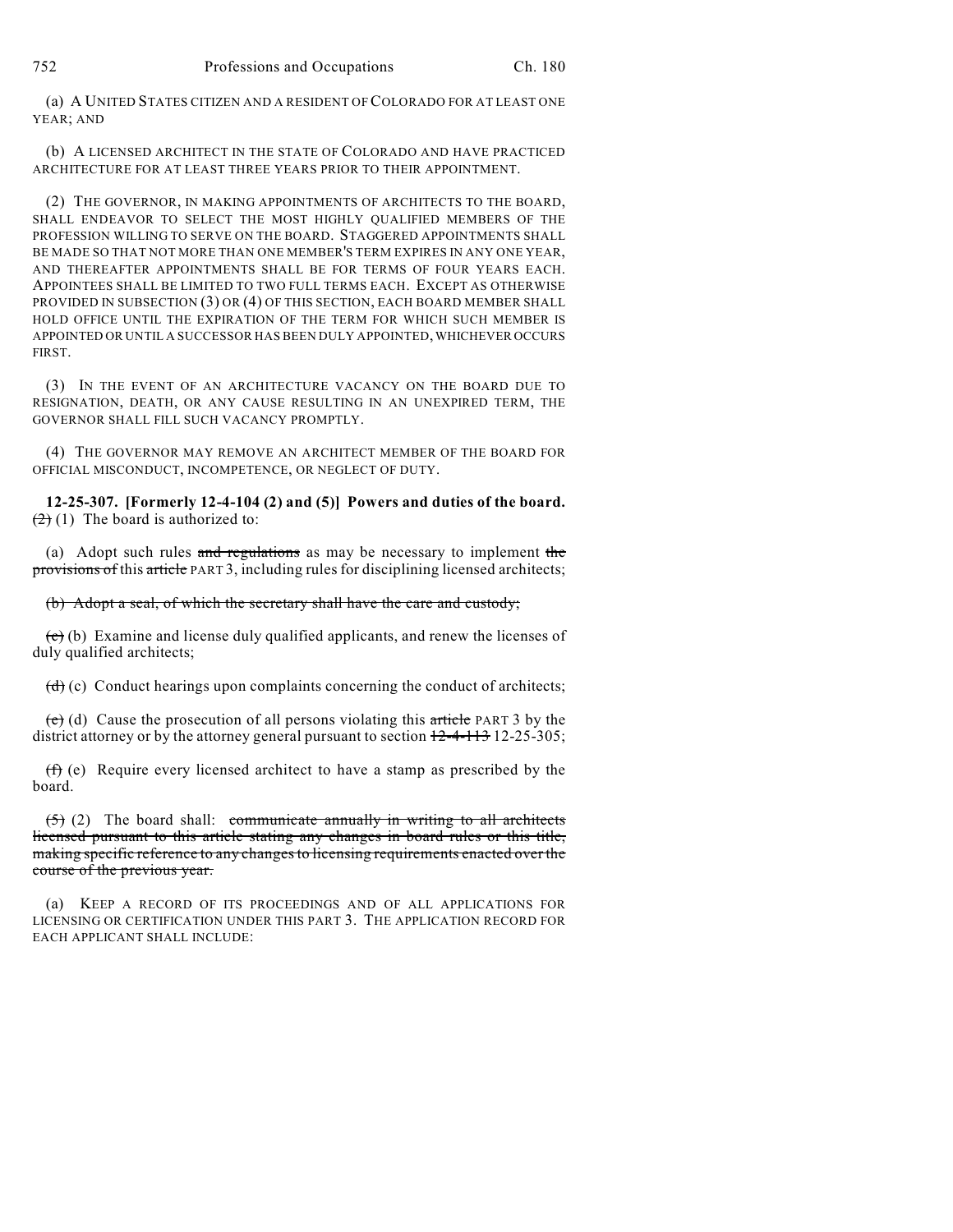(a) A UNITED STATES CITIZEN AND A RESIDENT OF COLORADO FOR AT LEAST ONE YEAR; AND

(b) A LICENSED ARCHITECT IN THE STATE OF COLORADO AND HAVE PRACTICED ARCHITECTURE FOR AT LEAST THREE YEARS PRIOR TO THEIR APPOINTMENT.

(2) THE GOVERNOR, IN MAKING APPOINTMENTS OF ARCHITECTS TO THE BOARD, SHALL ENDEAVOR TO SELECT THE MOST HIGHLY QUALIFIED MEMBERS OF THE PROFESSION WILLING TO SERVE ON THE BOARD. STAGGERED APPOINTMENTS SHALL BE MADE SO THAT NOT MORE THAN ONE MEMBER'S TERM EXPIRES IN ANY ONE YEAR, AND THEREAFTER APPOINTMENTS SHALL BE FOR TERMS OF FOUR YEARS EACH. APPOINTEES SHALL BE LIMITED TO TWO FULL TERMS EACH. EXCEPT AS OTHERWISE PROVIDED IN SUBSECTION (3) OR (4) OF THIS SECTION, EACH BOARD MEMBER SHALL HOLD OFFICE UNTIL THE EXPIRATION OF THE TERM FOR WHICH SUCH MEMBER IS APPOINTED OR UNTIL A SUCCESSOR HAS BEEN DULY APPOINTED, WHICHEVER OCCURS FIRST.

(3) IN THE EVENT OF AN ARCHITECTURE VACANCY ON THE BOARD DUE TO RESIGNATION, DEATH, OR ANY CAUSE RESULTING IN AN UNEXPIRED TERM, THE GOVERNOR SHALL FILL SUCH VACANCY PROMPTLY.

(4) THE GOVERNOR MAY REMOVE AN ARCHITECT MEMBER OF THE BOARD FOR OFFICIAL MISCONDUCT, INCOMPETENCE, OR NEGLECT OF DUTY.

**12-25-307. [Formerly 12-4-104 (2) and (5)] Powers and duties of the board.** ~~(2)~~ (1) The board is authorized to:

(a) Adopt such rules ~~and regulations~~ as may be necessary to implement ~~the provisions of~~ this ~~article~~ PART 3, including rules for disciplining licensed architects;

~~(b) Adopt a seal, of which the secretary shall have the care and custody;~~

~~(c)~~ (b) Examine and license duly qualified applicants, and renew the licenses of duly qualified architects;

~~(d)~~ (c) Conduct hearings upon complaints concerning the conduct of architects;

~~(e)~~ (d) Cause the prosecution of all persons violating this ~~article~~ PART 3 by the district attorney or by the attorney general pursuant to section ~~12-4-113~~ 12-25-305;

~~(f)~~ (e) Require every licensed architect to have a stamp as prescribed by the board.

~~(5)~~ (2) The board shall: ~~communicate annually in writing to all architects licensed pursuant to this article stating any changes in board rules or this title, making specific reference to any changes to licensing requirements enacted over the course of the previous year.~~

(a) KEEP A RECORD OF ITS PROCEEDINGS AND OF ALL APPLICATIONS FOR LICENSING OR CERTIFICATION UNDER THIS PART 3. THE APPLICATION RECORD FOR EACH APPLICANT SHALL INCLUDE: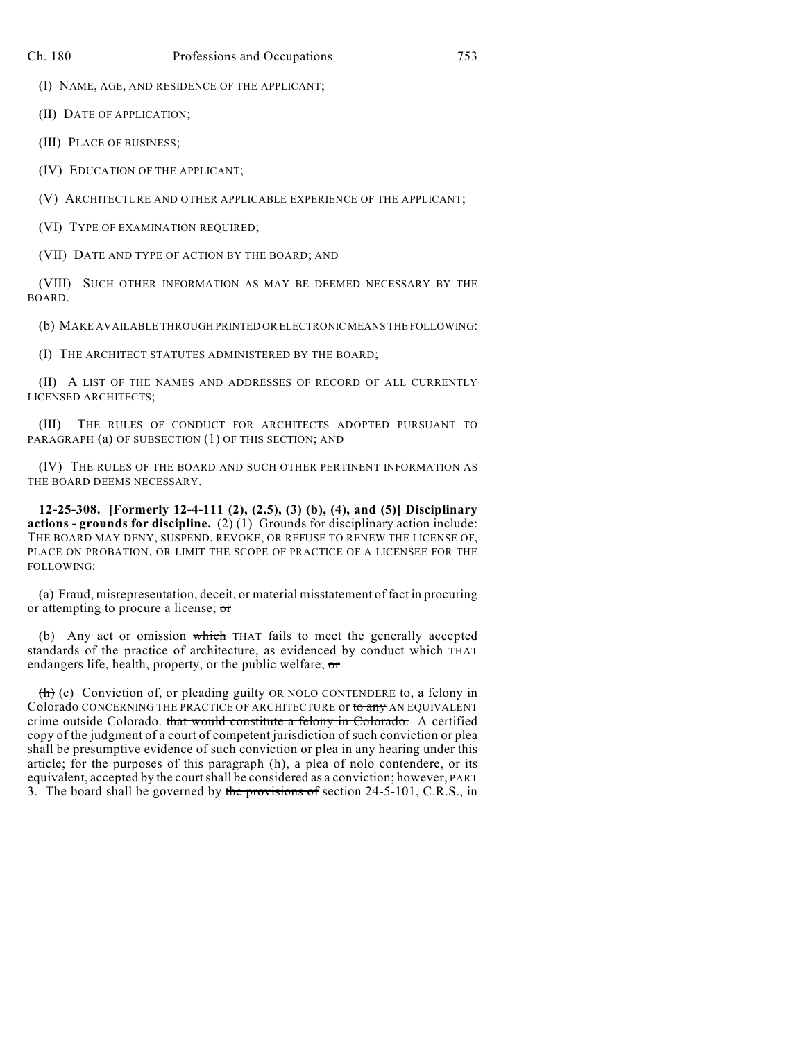(I) NAME, AGE, AND RESIDENCE OF THE APPLICANT;

(II) DATE OF APPLICATION;

(III) PLACE OF BUSINESS;

(IV) EDUCATION OF THE APPLICANT;

(V) ARCHITECTURE AND OTHER APPLICABLE EXPERIENCE OF THE APPLICANT;

(VI) TYPE OF EXAMINATION REQUIRED;

(VII) DATE AND TYPE OF ACTION BY THE BOARD; AND

(VIII) SUCH OTHER INFORMATION AS MAY BE DEEMED NECESSARY BY THE BOARD.

(b) MAKE AVAILABLE THROUGH PRINTED OR ELECTRONIC MEANS THE FOLLOWING:

(I) THE ARCHITECT STATUTES ADMINISTERED BY THE BOARD;

(II) A LIST OF THE NAMES AND ADDRESSES OF RECORD OF ALL CURRENTLY LICENSED ARCHITECTS;

(III) THE RULES OF CONDUCT FOR ARCHITECTS ADOPTED PURSUANT TO PARAGRAPH (a) OF SUBSECTION (1) OF THIS SECTION; AND

(IV) THE RULES OF THE BOARD AND SUCH OTHER PERTINENT INFORMATION AS THE BOARD DEEMS NECESSARY.

**12-25-308. [Formerly 12-4-111 (2), (2.5), (3) (b), (4), and (5)] Disciplinary actions - grounds for discipline.** ~~(2)~~ (1) ~~Grounds for disciplinary action include:~~ THE BOARD MAY DENY, SUSPEND, REVOKE, OR REFUSE TO RENEW THE LICENSE OF, PLACE ON PROBATION, OR LIMIT THE SCOPE OF PRACTICE OF A LICENSEE FOR THE FOLLOWING:

(a) Fraud, misrepresentation, deceit, or material misstatement of fact in procuring or attempting to procure a license; ~~or~~

(b) Any act or omission ~~which~~ THAT fails to meet the generally accepted standards of the practice of architecture, as evidenced by conduct ~~which~~ THAT endangers life, health, property, or the public welfare; ~~or~~

~~(h)~~ (c) Conviction of, or pleading guilty OR NOLO CONTENDERE to, a felony in Colorado CONCERNING THE PRACTICE OF ARCHITECTURE or ~~to any~~ AN EQUIVALENT crime outside Colorado. ~~that would constitute a felony in Colorado.~~ A certified copy of the judgment of a court of competent jurisdiction of such conviction or plea shall be presumptive evidence of such conviction or plea in any hearing under this ~~article; for the purposes of this paragraph (h), a plea of nolo contendere, or its equivalent, accepted by the court shall be considered as a conviction; however,~~ PART 3. The board shall be governed by ~~the provisions of~~ section 24-5-101, C.R.S., in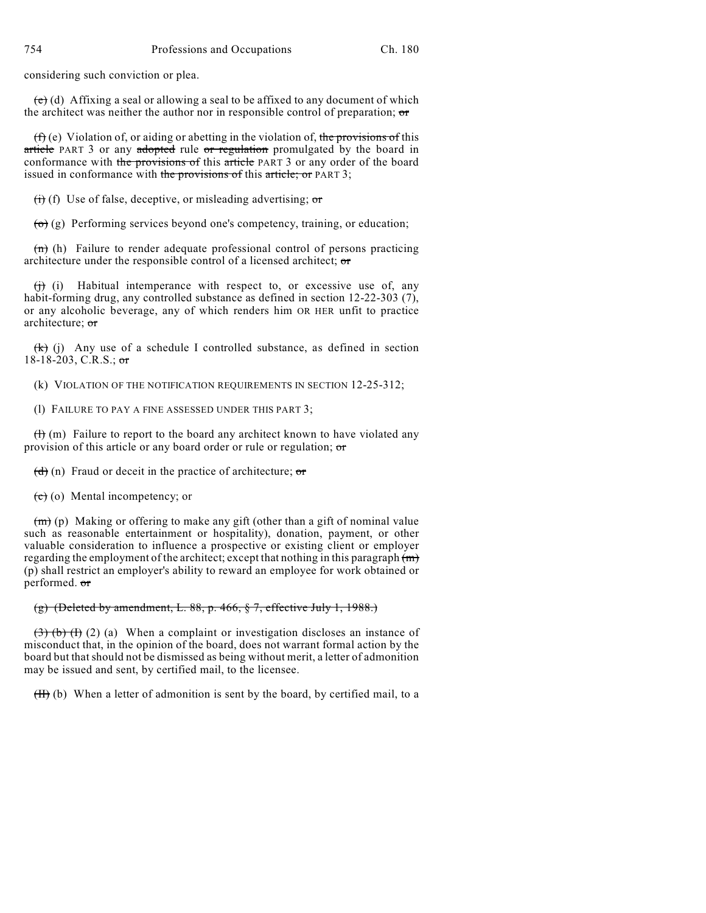considering such conviction or plea.

~~(e)~~ (d) Affixing a seal or allowing a seal to be affixed to any document of which the architect was neither the author nor in responsible control of preparation; ~~or~~

~~(f)~~ (e) Violation of, or aiding or abetting in the violation of, ~~the provisions of~~ this ~~article~~ PART 3 or any ~~adopted~~ rule ~~or regulation~~ promulgated by the board in conformance with ~~the provisions of~~ this ~~article~~ PART 3 or any order of the board issued in conformance with ~~the provisions of~~ this ~~article; or~~ PART 3;

~~(i)~~ (f) Use of false, deceptive, or misleading advertising; ~~or~~

~~(o)~~ (g) Performing services beyond one's competency, training, or education;

~~(n)~~ (h) Failure to render adequate professional control of persons practicing architecture under the responsible control of a licensed architect; ~~or~~

~~(j)~~ (i) Habitual intemperance with respect to, or excessive use of, any habit-forming drug, any controlled substance as defined in section 12-22-303 (7), or any alcoholic beverage, any of which renders him OR HER unfit to practice architecture; ~~or~~

~~(k)~~ (j) Any use of a schedule I controlled substance, as defined in section 18-18-203, C.R.S.; ~~or~~

(k) VIOLATION OF THE NOTIFICATION REQUIREMENTS IN SECTION 12-25-312;

(l) FAILURE TO PAY A FINE ASSESSED UNDER THIS PART 3;

~~(l)~~ (m) Failure to report to the board any architect known to have violated any provision of this article or any board order or rule or regulation; ~~or~~

~~(d)~~ (n) Fraud or deceit in the practice of architecture; ~~or~~

~~(c)~~ (o) Mental incompetency; or

~~(m)~~ (p) Making or offering to make any gift (other than a gift of nominal value such as reasonable entertainment or hospitality), donation, payment, or other valuable consideration to influence a prospective or existing client or employer regarding the employment of the architect; except that nothing in this paragraph ~~(m)~~ (p) shall restrict an employer's ability to reward an employee for work obtained or performed. ~~or~~

~~(g) (Deleted by amendment, L. 88, p. 466, § 7, effective July 1, 1988.)~~

~~(3) (b) (I)~~ (2) (a) When a complaint or investigation discloses an instance of misconduct that, in the opinion of the board, does not warrant formal action by the board but that should not be dismissed as being without merit, a letter of admonition may be issued and sent, by certified mail, to the licensee.

~~(II)~~ (b) When a letter of admonition is sent by the board, by certified mail, to a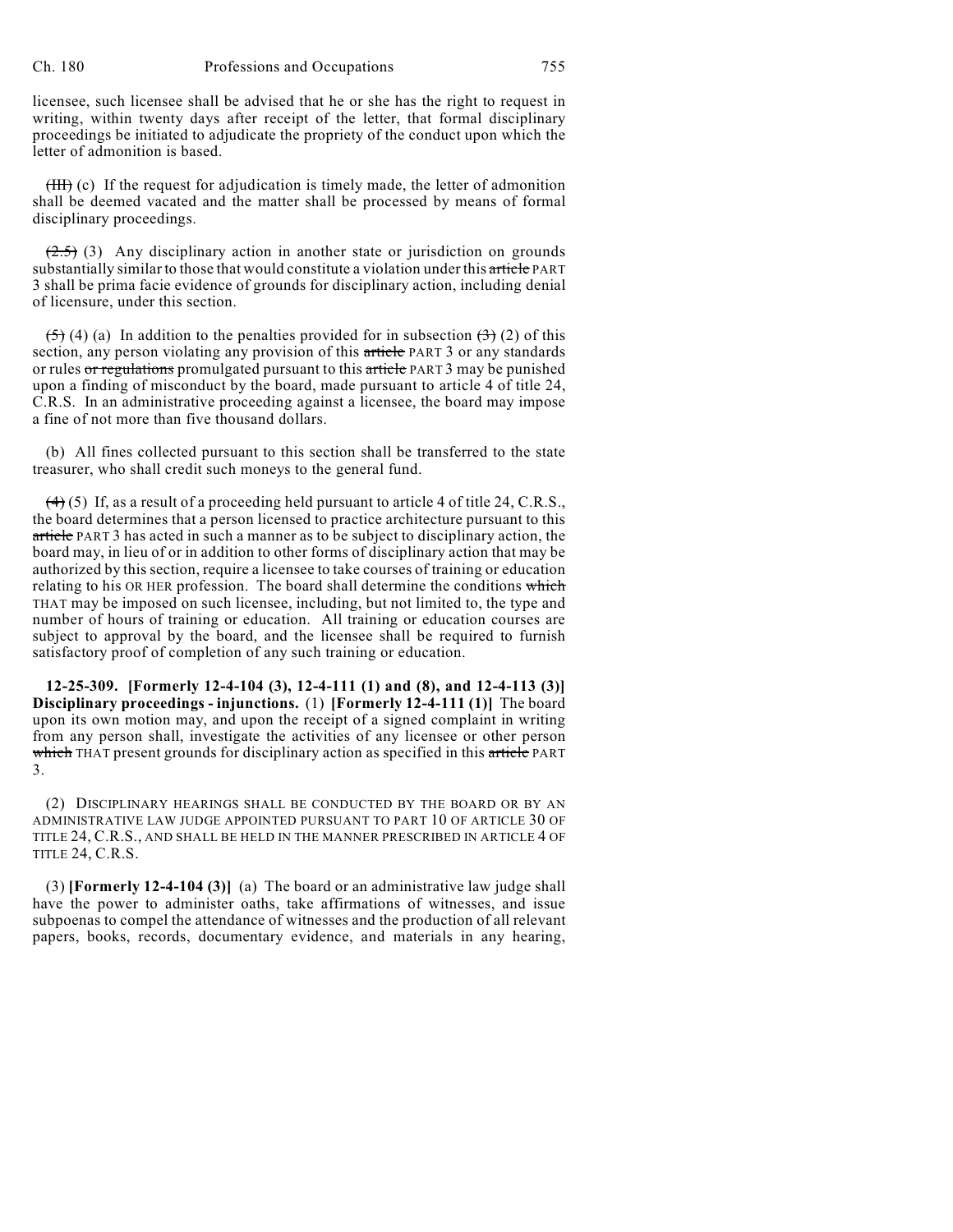licensee, such licensee shall be advised that he or she has the right to request in writing, within twenty days after receipt of the letter, that formal disciplinary proceedings be initiated to adjudicate the propriety of the conduct upon which the letter of admonition is based.

~~(III)~~ (c) If the request for adjudication is timely made, the letter of admonition shall be deemed vacated and the matter shall be processed by means of formal disciplinary proceedings.

~~(2.5)~~ (3) Any disciplinary action in another state or jurisdiction on grounds substantially similar to those that would constitute a violation under this ~~article~~ PART 3 shall be prima facie evidence of grounds for disciplinary action, including denial of licensure, under this section.

~~(5)~~ (4) (a) In addition to the penalties provided for in subsection ~~(3)~~ (2) of this section, any person violating any provision of this ~~article~~ PART 3 or any standards or rules ~~or regulations~~ promulgated pursuant to this ~~article~~ PART 3 may be punished upon a finding of misconduct by the board, made pursuant to article 4 of title 24, C.R.S. In an administrative proceeding against a licensee, the board may impose a fine of not more than five thousand dollars.

(b) All fines collected pursuant to this section shall be transferred to the state treasurer, who shall credit such moneys to the general fund.

~~(4)~~ (5) If, as a result of a proceeding held pursuant to article 4 of title 24, C.R.S., the board determines that a person licensed to practice architecture pursuant to this ~~article~~ PART 3 has acted in such a manner as to be subject to disciplinary action, the board may, in lieu of or in addition to other forms of disciplinary action that may be authorized by this section, require a licensee to take courses of training or education relating to his OR HER profession. The board shall determine the conditions ~~which~~ THAT may be imposed on such licensee, including, but not limited to, the type and number of hours of training or education. All training or education courses are subject to approval by the board, and the licensee shall be required to furnish satisfactory proof of completion of any such training or education.

**12-25-309. [Formerly 12-4-104 (3), 12-4-111 (1) and (8), and 12-4-113 (3)] Disciplinary proceedings - injunctions.** (1) **[Formerly 12-4-111 (1)]** The board upon its own motion may, and upon the receipt of a signed complaint in writing from any person shall, investigate the activities of any licensee or other person ~~which~~ THAT present grounds for disciplinary action as specified in this ~~article~~ PART 3.

(2) DISCIPLINARY HEARINGS SHALL BE CONDUCTED BY THE BOARD OR BY AN ADMINISTRATIVE LAW JUDGE APPOINTED PURSUANT TO PART 10 OF ARTICLE 30 OF TITLE 24, C.R.S., AND SHALL BE HELD IN THE MANNER PRESCRIBED IN ARTICLE 4 OF TITLE 24, C.R.S.

(3) **[Formerly 12-4-104 (3)]** (a) The board or an administrative law judge shall have the power to administer oaths, take affirmations of witnesses, and issue subpoenas to compel the attendance of witnesses and the production of all relevant papers, books, records, documentary evidence, and materials in any hearing,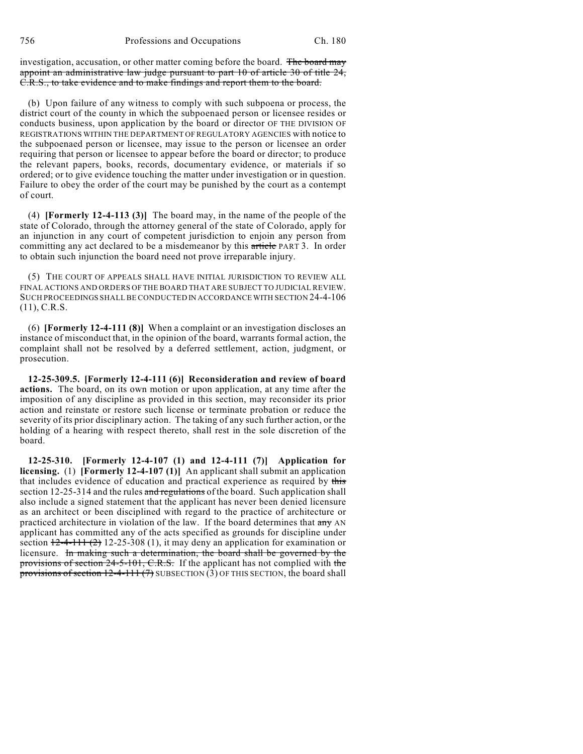investigation, accusation, or other matter coming before the board. ~~The board may appoint an administrative law judge pursuant to part 10 of article 30 of title 24, C.R.S., to take evidence and to make findings and report them to the board.~~

(b) Upon failure of any witness to comply with such subpoena or process, the district court of the county in which the subpoenaed person or licensee resides or conducts business, upon application by the board or director OF THE DIVISION OF REGISTRATIONS WITHIN THE DEPARTMENT OF REGULATORY AGENCIES with notice to the subpoenaed person or licensee, may issue to the person or licensee an order requiring that person or licensee to appear before the board or director; to produce the relevant papers, books, records, documentary evidence, or materials if so ordered; or to give evidence touching the matter under investigation or in question. Failure to obey the order of the court may be punished by the court as a contempt of court.

(4) **[Formerly 12-4-113 (3)]** The board may, in the name of the people of the state of Colorado, through the attorney general of the state of Colorado, apply for an injunction in any court of competent jurisdiction to enjoin any person from committing any act declared to be a misdemeanor by this ~~article~~ PART 3. In order to obtain such injunction the board need not prove irreparable injury.

(5) THE COURT OF APPEALS SHALL HAVE INITIAL JURISDICTION TO REVIEW ALL FINAL ACTIONS AND ORDERS OF THE BOARD THAT ARE SUBJECT TO JUDICIAL REVIEW. SUCH PROCEEDINGS SHALL BE CONDUCTED IN ACCORDANCE WITH SECTION 24-4-106 (11), C.R.S.

(6) **[Formerly 12-4-111 (8)]** When a complaint or an investigation discloses an instance of misconduct that, in the opinion of the board, warrants formal action, the complaint shall not be resolved by a deferred settlement, action, judgment, or prosecution.

**12-25-309.5. [Formerly 12-4-111 (6)] Reconsideration and review of board actions.** The board, on its own motion or upon application, at any time after the imposition of any discipline as provided in this section, may reconsider its prior action and reinstate or restore such license or terminate probation or reduce the severity of its prior disciplinary action. The taking of any such further action, or the holding of a hearing with respect thereto, shall rest in the sole discretion of the board.

**12-25-310. [Formerly 12-4-107 (1) and 12-4-111 (7)] Application for licensing.** (1) **[Formerly 12-4-107 (1)]** An applicant shall submit an application that includes evidence of education and practical experience as required by ~~this~~ section 12-25-314 and the rules ~~and regulations~~ of the board. Such application shall also include a signed statement that the applicant has never been denied licensure as an architect or been disciplined with regard to the practice of architecture or practiced architecture in violation of the law. If the board determines that ~~any~~ AN applicant has committed any of the acts specified as grounds for discipline under section ~~12-4-111 (2)~~ 12-25-308 (1), it may deny an application for examination or licensure. ~~In making such a determination, the board shall be governed by the provisions of section 24-5-101, C.R.S.~~ If the applicant has not complied with ~~the provisions of section 12-4-111 (7)~~ SUBSECTION (3) OF THIS SECTION, the board shall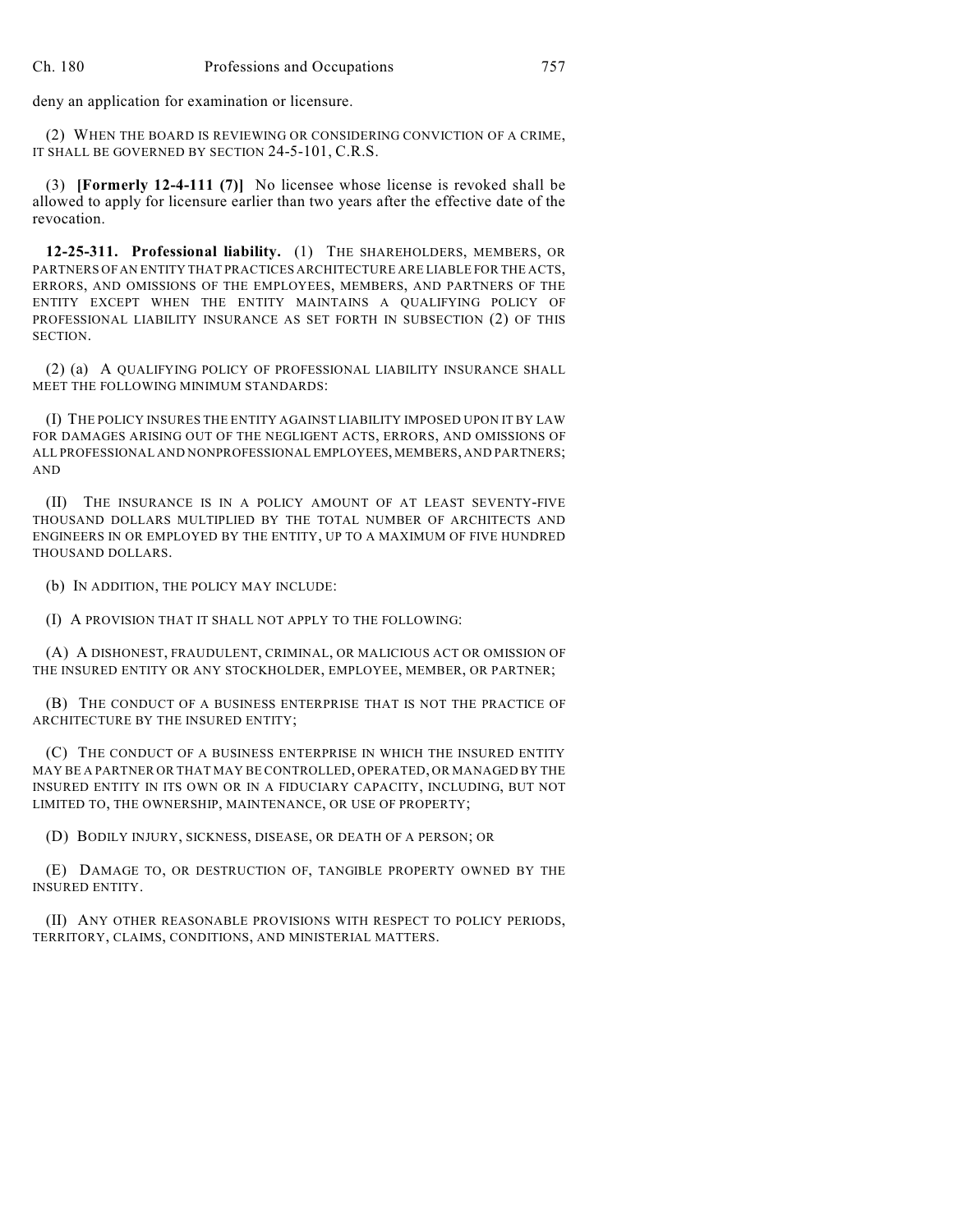deny an application for examination or licensure.

(2) WHEN THE BOARD IS REVIEWING OR CONSIDERING CONVICTION OF A CRIME, IT SHALL BE GOVERNED BY SECTION 24-5-101, C.R.S.

(3) **[Formerly 12-4-111 (7)]** No licensee whose license is revoked shall be allowed to apply for licensure earlier than two years after the effective date of the revocation.

**12-25-311. Professional liability.** (1) THE SHAREHOLDERS, MEMBERS, OR PARTNERS OF AN ENTITY THAT PRACTICES ARCHITECTURE ARE LIABLE FOR THE ACTS, ERRORS, AND OMISSIONS OF THE EMPLOYEES, MEMBERS, AND PARTNERS OF THE ENTITY EXCEPT WHEN THE ENTITY MAINTAINS A QUALIFYING POLICY OF PROFESSIONAL LIABILITY INSURANCE AS SET FORTH IN SUBSECTION (2) OF THIS SECTION.

(2) (a) A QUALIFYING POLICY OF PROFESSIONAL LIABILITY INSURANCE SHALL MEET THE FOLLOWING MINIMUM STANDARDS:

(I) THE POLICY INSURES THE ENTITY AGAINST LIABILITY IMPOSED UPON IT BY LAW FOR DAMAGES ARISING OUT OF THE NEGLIGENT ACTS, ERRORS, AND OMISSIONS OF ALL PROFESSIONAL AND NONPROFESSIONAL EMPLOYEES, MEMBERS, AND PARTNERS; AND

(II) THE INSURANCE IS IN A POLICY AMOUNT OF AT LEAST SEVENTY-FIVE THOUSAND DOLLARS MULTIPLIED BY THE TOTAL NUMBER OF ARCHITECTS AND ENGINEERS IN OR EMPLOYED BY THE ENTITY, UP TO A MAXIMUM OF FIVE HUNDRED THOUSAND DOLLARS.

(b) IN ADDITION, THE POLICY MAY INCLUDE:

(I) A PROVISION THAT IT SHALL NOT APPLY TO THE FOLLOWING:

(A) A DISHONEST, FRAUDULENT, CRIMINAL, OR MALICIOUS ACT OR OMISSION OF THE INSURED ENTITY OR ANY STOCKHOLDER, EMPLOYEE, MEMBER, OR PARTNER;

(B) THE CONDUCT OF A BUSINESS ENTERPRISE THAT IS NOT THE PRACTICE OF ARCHITECTURE BY THE INSURED ENTITY;

(C) THE CONDUCT OF A BUSINESS ENTERPRISE IN WHICH THE INSURED ENTITY MAY BE A PARTNER OR THAT MAY BE CONTROLLED, OPERATED, OR MANAGED BY THE INSURED ENTITY IN ITS OWN OR IN A FIDUCIARY CAPACITY, INCLUDING, BUT NOT LIMITED TO, THE OWNERSHIP, MAINTENANCE, OR USE OF PROPERTY;

(D) BODILY INJURY, SICKNESS, DISEASE, OR DEATH OF A PERSON; OR

(E) DAMAGE TO, OR DESTRUCTION OF, TANGIBLE PROPERTY OWNED BY THE INSURED ENTITY.

(II) ANY OTHER REASONABLE PROVISIONS WITH RESPECT TO POLICY PERIODS, TERRITORY, CLAIMS, CONDITIONS, AND MINISTERIAL MATTERS.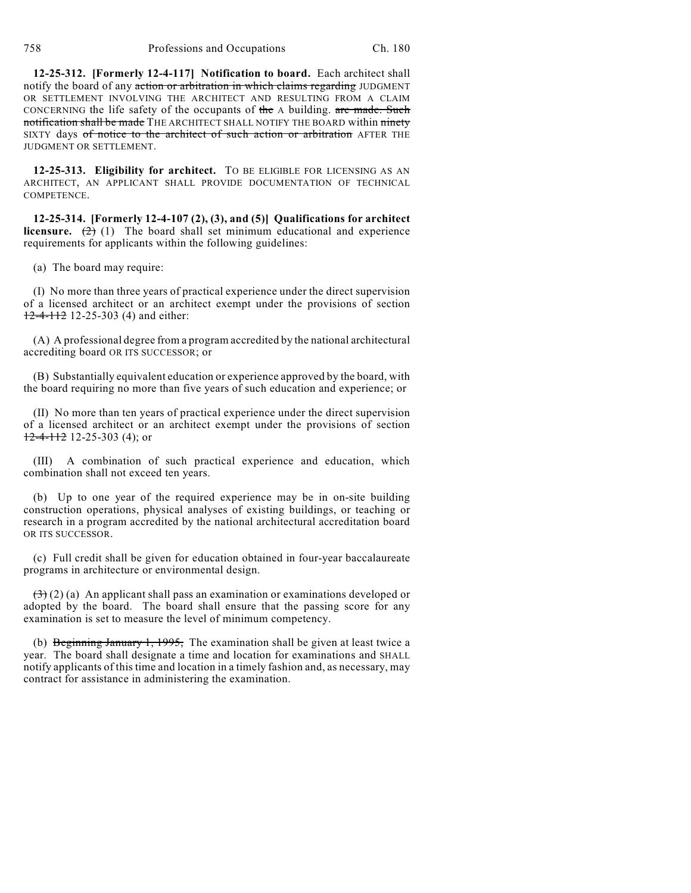**12-25-312. [Formerly 12-4-117] Notification to board.** Each architect shall notify the board of any ~~action or arbitration in which claims regarding~~ JUDGMENT OR SETTLEMENT INVOLVING THE ARCHITECT AND RESULTING FROM A CLAIM CONCERNING the life safety of the occupants of ~~the~~ A building. ~~are made. Such notification shall be made~~ THE ARCHITECT SHALL NOTIFY THE BOARD within ~~ninety~~ SIXTY days ~~of notice to the architect of such action or arbitration~~ AFTER THE JUDGMENT OR SETTLEMENT.

**12-25-313. Eligibility for architect.** TO BE ELIGIBLE FOR LICENSING AS AN ARCHITECT, AN APPLICANT SHALL PROVIDE DOCUMENTATION OF TECHNICAL COMPETENCE.

**12-25-314. [Formerly 12-4-107 (2), (3), and (5)] Qualifications for architect licensure.** ~~(2)~~ (1) The board shall set minimum educational and experience requirements for applicants within the following guidelines:

(a) The board may require:

(I) No more than three years of practical experience under the direct supervision of a licensed architect or an architect exempt under the provisions of section ~~12-4-112~~ 12-25-303 (4) and either:

(A) A professional degree from a program accredited by the national architectural accrediting board OR ITS SUCCESSOR; or

(B) Substantially equivalent education or experience approved by the board, with the board requiring no more than five years of such education and experience; or

(II) No more than ten years of practical experience under the direct supervision of a licensed architect or an architect exempt under the provisions of section ~~12-4-112~~ 12-25-303 (4); or

(III) A combination of such practical experience and education, which combination shall not exceed ten years.

(b) Up to one year of the required experience may be in on-site building construction operations, physical analyses of existing buildings, or teaching or research in a program accredited by the national architectural accreditation board OR ITS SUCCESSOR.

(c) Full credit shall be given for education obtained in four-year baccalaureate programs in architecture or environmental design.

~~(3)~~ (2) (a) An applicant shall pass an examination or examinations developed or adopted by the board. The board shall ensure that the passing score for any examination is set to measure the level of minimum competency.

(b) ~~Beginning January 1, 1995,~~ The examination shall be given at least twice a year. The board shall designate a time and location for examinations and SHALL notify applicants of this time and location in a timely fashion and, as necessary, may contract for assistance in administering the examination.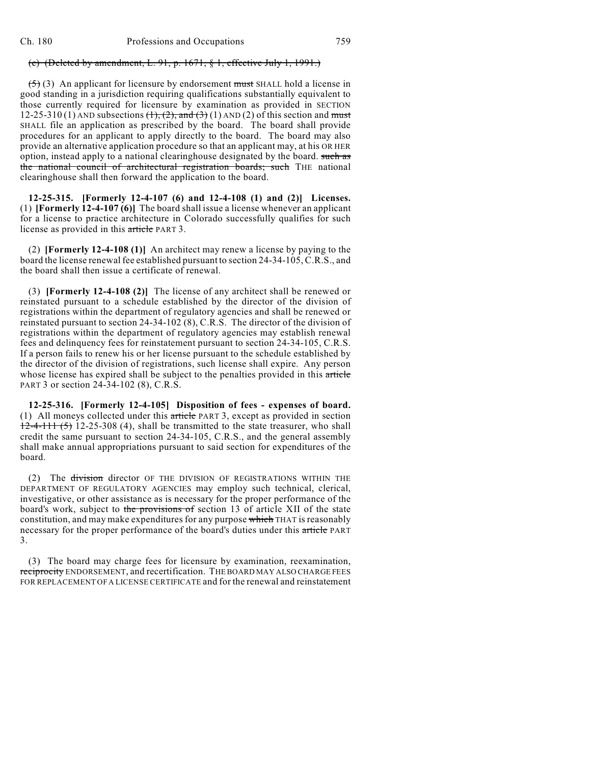(c) ~~(Deleted by amendment, L. 91, p. 1671, § 1, effective July 1, 1991.)~~

~~(5)~~ (3) An applicant for licensure by endorsement ~~must~~ SHALL hold a license in good standing in a jurisdiction requiring qualifications substantially equivalent to those currently required for licensure by examination as provided in SECTION 12-25-310 (1) AND subsections ~~(1), (2), and (3)~~ (1) AND (2) of this section and ~~must~~ SHALL file an application as prescribed by the board. The board shall provide procedures for an applicant to apply directly to the board. The board may also provide an alternative application procedure so that an applicant may, at his OR HER option, instead apply to a national clearinghouse designated by the board. ~~such as the national council of architectural registration boards; such~~ THE national clearinghouse shall then forward the application to the board.

**12-25-315. [Formerly 12-4-107 (6) and 12-4-108 (1) and (2)] Licenses.** (1) **[Formerly 12-4-107 (6)]** The board shall issue a license whenever an applicant for a license to practice architecture in Colorado successfully qualifies for such license as provided in this ~~article~~ PART 3.

(2) **[Formerly 12-4-108 (1)]** An architect may renew a license by paying to the board the license renewal fee established pursuant to section 24-34-105, C.R.S., and the board shall then issue a certificate of renewal.

(3) **[Formerly 12-4-108 (2)]** The license of any architect shall be renewed or reinstated pursuant to a schedule established by the director of the division of registrations within the department of regulatory agencies and shall be renewed or reinstated pursuant to section 24-34-102 (8), C.R.S. The director of the division of registrations within the department of regulatory agencies may establish renewal fees and delinquency fees for reinstatement pursuant to section 24-34-105, C.R.S. If a person fails to renew his or her license pursuant to the schedule established by the director of the division of registrations, such license shall expire. Any person whose license has expired shall be subject to the penalties provided in this ~~article~~ PART 3 or section 24-34-102 (8), C.R.S.

**12-25-316. [Formerly 12-4-105] Disposition of fees - expenses of board.** (1) All moneys collected under this ~~article~~ PART 3, except as provided in section ~~12-4-111 (5)~~ 12-25-308 (4), shall be transmitted to the state treasurer, who shall credit the same pursuant to section 24-34-105, C.R.S., and the general assembly shall make annual appropriations pursuant to said section for expenditures of the board.

(2) The ~~division~~ director OF THE DIVISION OF REGISTRATIONS WITHIN THE DEPARTMENT OF REGULATORY AGENCIES may employ such technical, clerical, investigative, or other assistance as is necessary for the proper performance of the board's work, subject to ~~the provisions of~~ section 13 of article XII of the state constitution, and may make expenditures for any purpose ~~which~~ THAT is reasonably necessary for the proper performance of the board's duties under this ~~article~~ PART 3.

(3) The board may charge fees for licensure by examination, reexamination, ~~reciprocity~~ ENDORSEMENT, and recertification. THE BOARD MAY ALSO CHARGE FEES FOR REPLACEMENT OF A LICENSE CERTIFICATE and for the renewal and reinstatement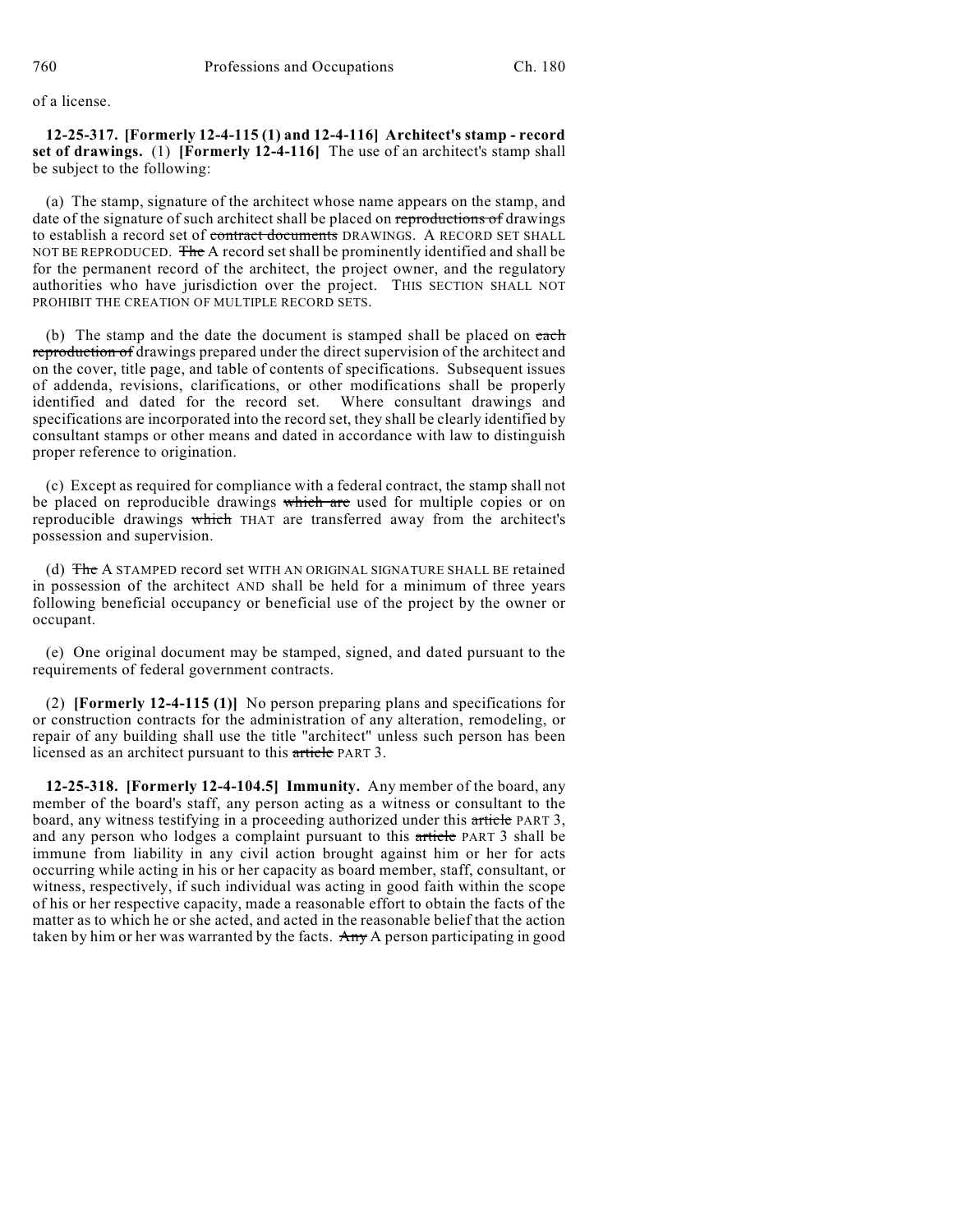of a license.

**12-25-317. [Formerly 12-4-115 (1) and 12-4-116] Architect's stamp - record set of drawings.** (1) **[Formerly 12-4-116]** The use of an architect's stamp shall be subject to the following:

(a) The stamp, signature of the architect whose name appears on the stamp, and date of the signature of such architect shall be placed on ~~reproductions of~~ drawings to establish a record set of ~~contract documents~~ DRAWINGS. A RECORD SET SHALL NOT BE REPRODUCED. ~~The~~ A record set shall be prominently identified and shall be for the permanent record of the architect, the project owner, and the regulatory authorities who have jurisdiction over the project. THIS SECTION SHALL NOT PROHIBIT THE CREATION OF MULTIPLE RECORD SETS.

(b) The stamp and the date the document is stamped shall be placed on ~~each reproduction of~~ drawings prepared under the direct supervision of the architect and on the cover, title page, and table of contents of specifications. Subsequent issues of addenda, revisions, clarifications, or other modifications shall be properly identified and dated for the record set. Where consultant drawings and specifications are incorporated into the record set, they shall be clearly identified by consultant stamps or other means and dated in accordance with law to distinguish proper reference to origination.

(c) Except as required for compliance with a federal contract, the stamp shall not be placed on reproducible drawings ~~which are~~ used for multiple copies or on reproducible drawings ~~which~~ THAT are transferred away from the architect's possession and supervision.

(d) ~~The~~ A STAMPED record set WITH AN ORIGINAL SIGNATURE SHALL BE retained in possession of the architect AND shall be held for a minimum of three years following beneficial occupancy or beneficial use of the project by the owner or occupant.

(e) One original document may be stamped, signed, and dated pursuant to the requirements of federal government contracts.

(2) **[Formerly 12-4-115 (1)]** No person preparing plans and specifications for or construction contracts for the administration of any alteration, remodeling, or repair of any building shall use the title "architect" unless such person has been licensed as an architect pursuant to this ~~article~~ PART 3.

**12-25-318. [Formerly 12-4-104.5] Immunity.** Any member of the board, any member of the board's staff, any person acting as a witness or consultant to the board, any witness testifying in a proceeding authorized under this ~~article~~ PART 3, and any person who lodges a complaint pursuant to this ~~article~~ PART 3 shall be immune from liability in any civil action brought against him or her for acts occurring while acting in his or her capacity as board member, staff, consultant, or witness, respectively, if such individual was acting in good faith within the scope of his or her respective capacity, made a reasonable effort to obtain the facts of the matter as to which he or she acted, and acted in the reasonable belief that the action taken by him or her was warranted by the facts. ~~Any~~ A person participating in good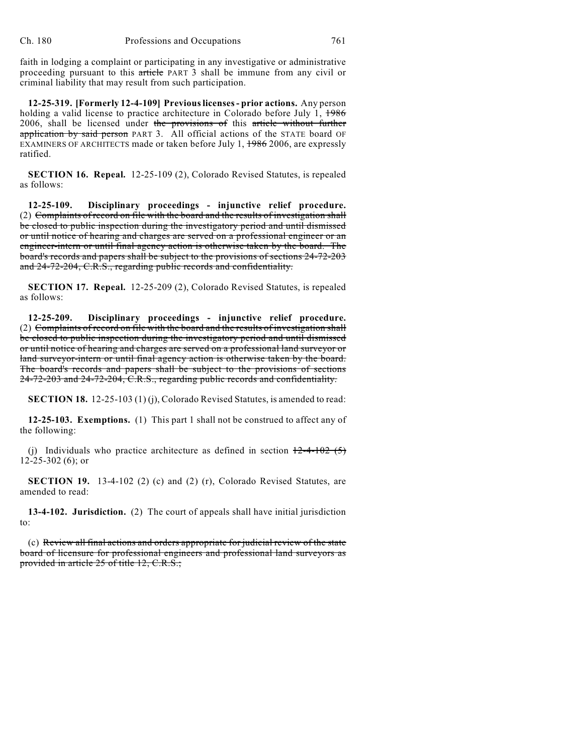faith in lodging a complaint or participating in any investigative or administrative proceeding pursuant to this ~~article~~ PART 3 shall be immune from any civil or criminal liability that may result from such participation.

**12-25-319. [Formerly 12-4-109] Previous licenses - prior actions.** Any person holding a valid license to practice architecture in Colorado before July 1, ~~1986~~ 2006, shall be licensed under ~~the provisions of~~ this ~~article without further application by said person~~ PART 3. All official actions of the STATE board OF EXAMINERS OF ARCHITECTS made or taken before July 1, ~~1986~~ 2006, are expressly ratified.

**SECTION 16. Repeal.** 12-25-109 (2), Colorado Revised Statutes, is repealed as follows:

**12-25-109. Disciplinary proceedings - injunctive relief procedure.** (2) ~~Complaints of record on file with the board and the results of investigation shall be closed to public inspection during the investigatory period and until dismissed or until notice of hearing and charges are served on a professional engineer or an engineer-intern or until final agency action is otherwise taken by the board. The board's records and papers shall be subject to the provisions of sections 24-72-203 and 24-72-204, C.R.S., regarding public records and confidentiality.~~

**SECTION 17. Repeal.** 12-25-209 (2), Colorado Revised Statutes, is repealed as follows:

**12-25-209. Disciplinary proceedings - injunctive relief procedure.** (2) ~~Complaints of record on file with the board and the results of investigation shall be closed to public inspection during the investigatory period and until dismissed or until notice of hearing and charges are served on a professional land surveyor or land surveyor-intern or until final agency action is otherwise taken by the board. The board's records and papers shall be subject to the provisions of sections 24-72-203 and 24-72-204, C.R.S., regarding public records and confidentiality.~~

**SECTION 18.** 12-25-103 (1) (j), Colorado Revised Statutes, is amended to read:

**12-25-103. Exemptions.** (1) This part 1 shall not be construed to affect any of the following:

(j) Individuals who practice architecture as defined in section ~~12-4-102 (5)~~ 12-25-302 (6); or

**SECTION 19.** 13-4-102 (2) (c) and (2) (r), Colorado Revised Statutes, are amended to read:

**13-4-102. Jurisdiction.** (2) The court of appeals shall have initial jurisdiction to:

(c) ~~Review all final actions and orders appropriate for judicial review of the state board of licensure for professional engineers and professional land surveyors as provided in article 25 of title 12, C.R.S.;~~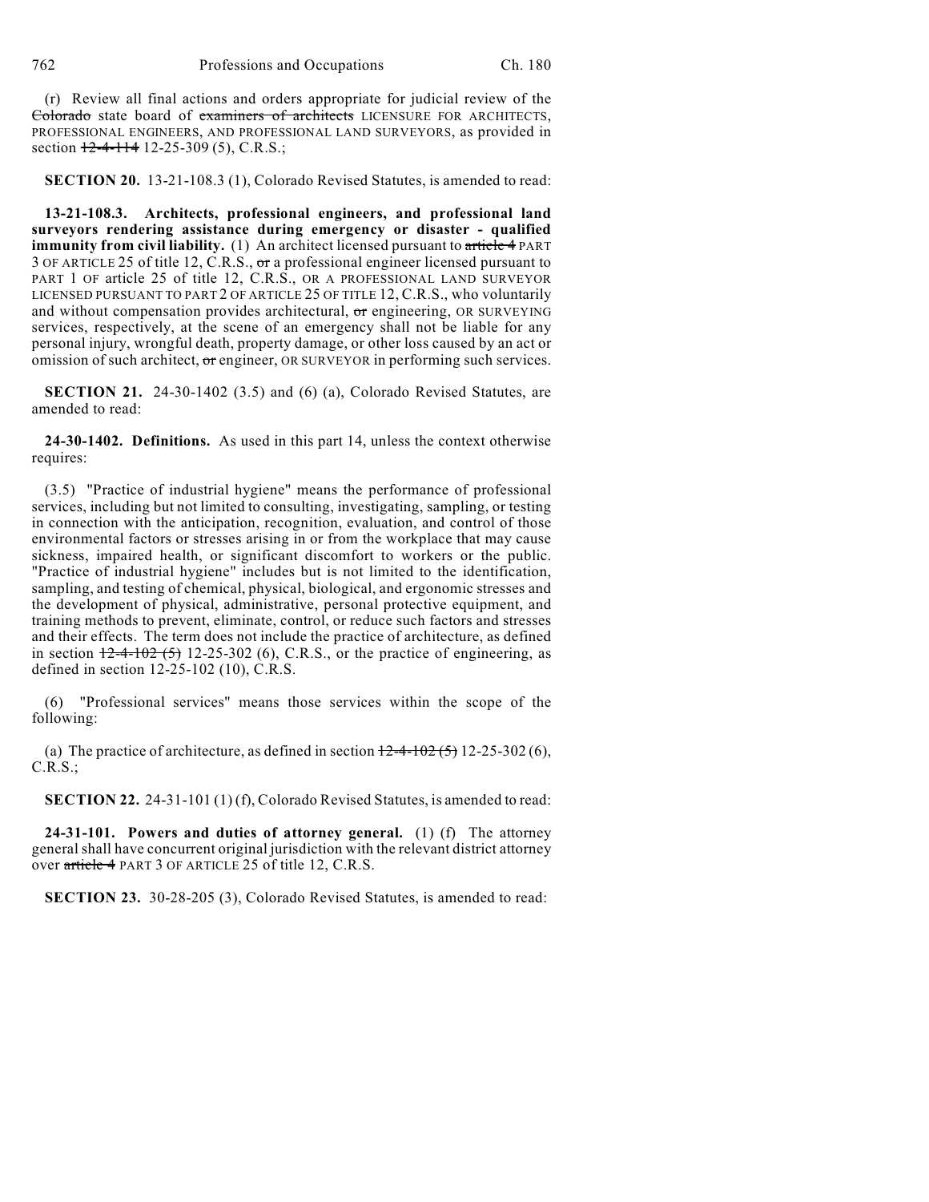(r) Review all final actions and orders appropriate for judicial review of the Colorado state board of examiners of architects LICENSURE FOR ARCHITECTS, PROFESSIONAL ENGINEERS, AND PROFESSIONAL LAND SURVEYORS, as provided in section 12-4-114 12-25-309 (5), C.R.S.;

**SECTION 20.** 13-21-108.3 (1), Colorado Revised Statutes, is amended to read:

**13-21-108.3. Architects, professional engineers, and professional land surveyors rendering assistance during emergency or disaster - qualified immunity from civil liability.** (1) An architect licensed pursuant to article 4 PART 3 OF ARTICLE 25 of title 12, C.R.S., or a professional engineer licensed pursuant to PART 1 OF article 25 of title 12, C.R.S., OR A PROFESSIONAL LAND SURVEYOR LICENSED PURSUANT TO PART 2 OF ARTICLE 25 OF TITLE 12, C.R.S., who voluntarily and without compensation provides architectural, or engineering, OR SURVEYING services, respectively, at the scene of an emergency shall not be liable for any personal injury, wrongful death, property damage, or other loss caused by an act or omission of such architect, or engineer, OR SURVEYOR in performing such services.

**SECTION 21.** 24-30-1402 (3.5) and (6) (a), Colorado Revised Statutes, are amended to read:

**24-30-1402. Definitions.** As used in this part 14, unless the context otherwise requires:

(3.5) "Practice of industrial hygiene" means the performance of professional services, including but not limited to consulting, investigating, sampling, or testing in connection with the anticipation, recognition, evaluation, and control of those environmental factors or stresses arising in or from the workplace that may cause sickness, impaired health, or significant discomfort to workers or the public. "Practice of industrial hygiene" includes but is not limited to the identification, sampling, and testing of chemical, physical, biological, and ergonomic stresses and the development of physical, administrative, personal protective equipment, and training methods to prevent, eliminate, control, or reduce such factors and stresses and their effects. The term does not include the practice of architecture, as defined in section 12-4-102 (5) 12-25-302 (6), C.R.S., or the practice of engineering, as defined in section 12-25-102 (10), C.R.S.

(6) "Professional services" means those services within the scope of the following:

(a) The practice of architecture, as defined in section 12-4-102 (5) 12-25-302 (6), C.R.S.;

**SECTION 22.** 24-31-101 (1) (f), Colorado Revised Statutes, is amended to read:

**24-31-101. Powers and duties of attorney general.** (1) (f) The attorney general shall have concurrent original jurisdiction with the relevant district attorney over article 4 PART 3 OF ARTICLE 25 of title 12, C.R.S.

**SECTION 23.** 30-28-205 (3), Colorado Revised Statutes, is amended to read: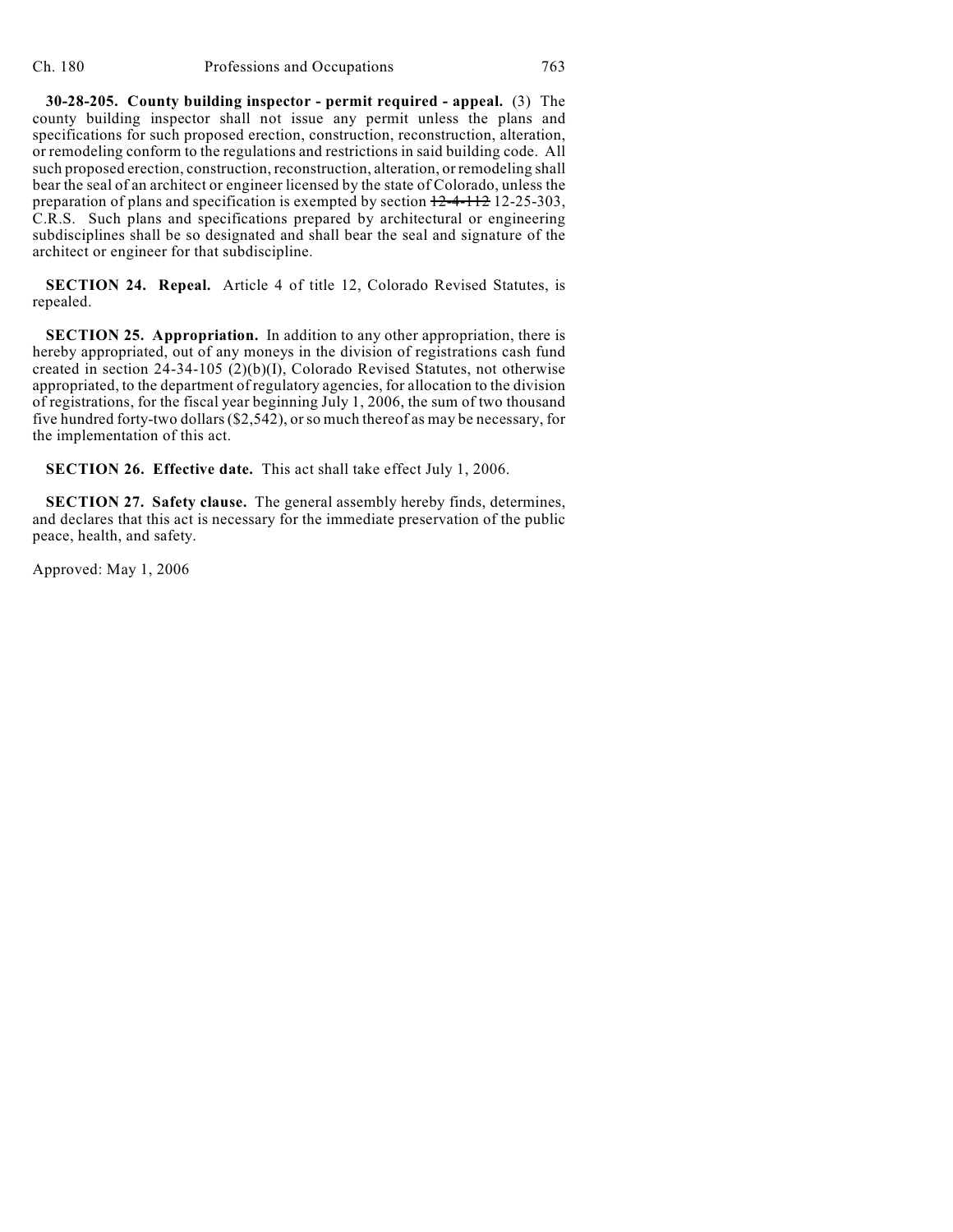**30-28-205. County building inspector - permit required - appeal.** (3) The county building inspector shall not issue any permit unless the plans and specifications for such proposed erection, construction, reconstruction, alteration, or remodeling conform to the regulations and restrictions in said building code. All such proposed erection, construction, reconstruction, alteration, or remodeling shall bear the seal of an architect or engineer licensed by the state of Colorado, unless the preparation of plans and specification is exempted by section ~~12-4-112~~ 12-25-303, C.R.S. Such plans and specifications prepared by architectural or engineering subdisciplines shall be so designated and shall bear the seal and signature of the architect or engineer for that subdiscipline.

**SECTION 24. Repeal.** Article 4 of title 12, Colorado Revised Statutes, is repealed.

**SECTION 25. Appropriation.** In addition to any other appropriation, there is hereby appropriated, out of any moneys in the division of registrations cash fund created in section 24-34-105 (2)(b)(I), Colorado Revised Statutes, not otherwise appropriated, to the department of regulatory agencies, for allocation to the division of registrations, for the fiscal year beginning July 1, 2006, the sum of two thousand five hundred forty-two dollars ($2,542), or so much thereof as may be necessary, for the implementation of this act.

**SECTION 26. Effective date.** This act shall take effect July 1, 2006.

**SECTION 27. Safety clause.** The general assembly hereby finds, determines, and declares that this act is necessary for the immediate preservation of the public peace, health, and safety.

Approved: May 1, 2006